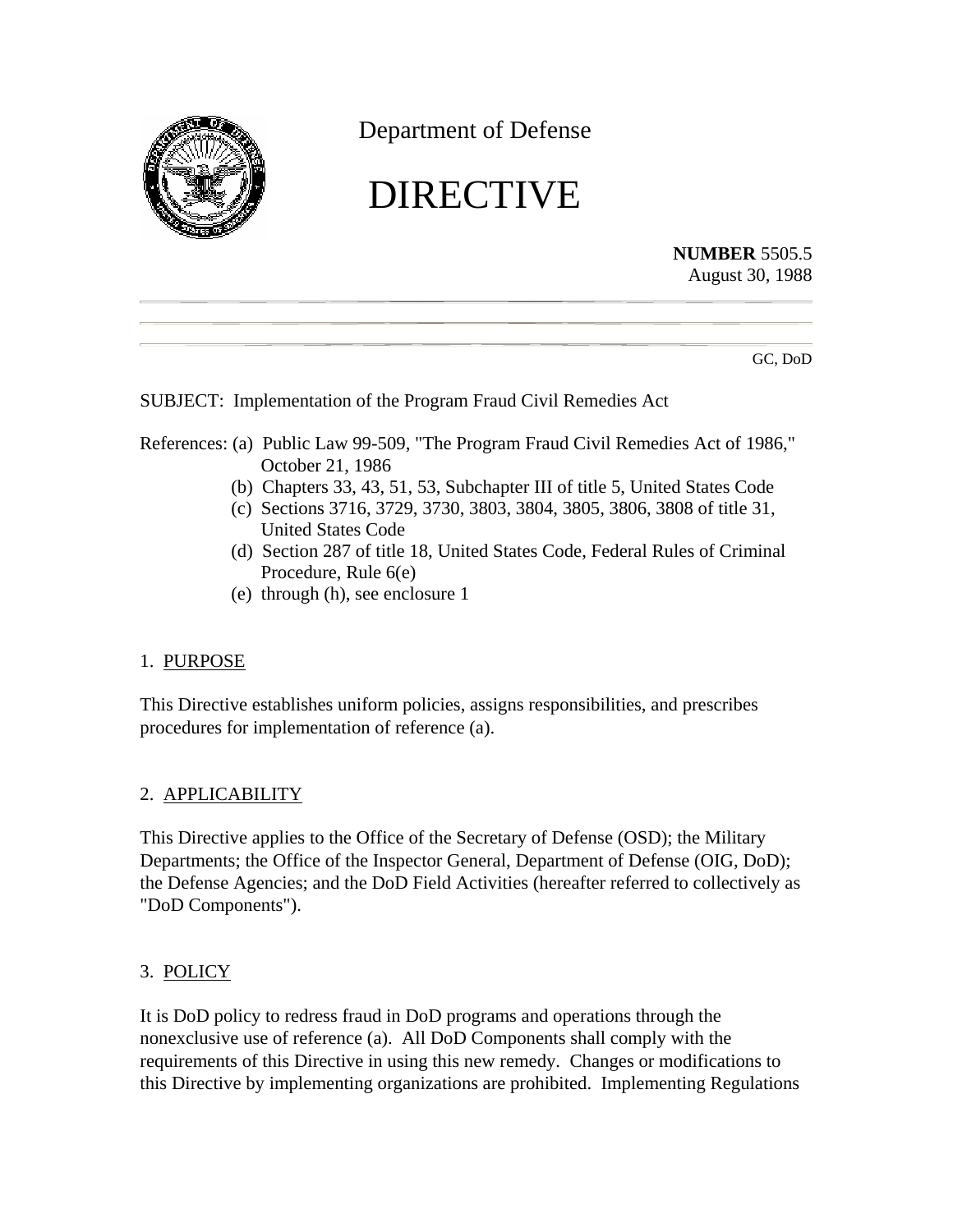Department of Defense

# DIRECTIVE

**NUMBER** 5505.5
August 30, 1988

GC, DoD

SUBJECT: Implementation of the Program Fraud Civil Remedies Act

References:
- (a) Public Law 99-509, "The Program Fraud Civil Remedies Act of 1986," October 21, 1986
- (b) Chapters 33, 43, 51, 53, Subchapter III of title 5, United States Code
- (c) Sections 3716, 3729, 3730, 3803, 3804, 3805, 3806, 3808 of title 31, United States Code
- (d) Section 287 of title 18, United States Code, Federal Rules of Criminal Procedure, Rule 6(e)
- (e) through (h), see enclosure 1

## 1. PURPOSE

This Directive establishes uniform policies, assigns responsibilities, and prescribes procedures for implementation of reference (a).

## 2. APPLICABILITY

This Directive applies to the Office of the Secretary of Defense (OSD); the Military Departments; the Office of the Inspector General, Department of Defense (OIG, DoD); the Defense Agencies; and the DoD Field Activities (hereafter referred to collectively as "DoD Components").

## 3. POLICY

It is DoD policy to redress fraud in DoD programs and operations through the nonexclusive use of reference (a). All DoD Components shall comply with the requirements of this Directive in using this new remedy. Changes or modifications to this Directive by implementing organizations are prohibited. Implementing Regulations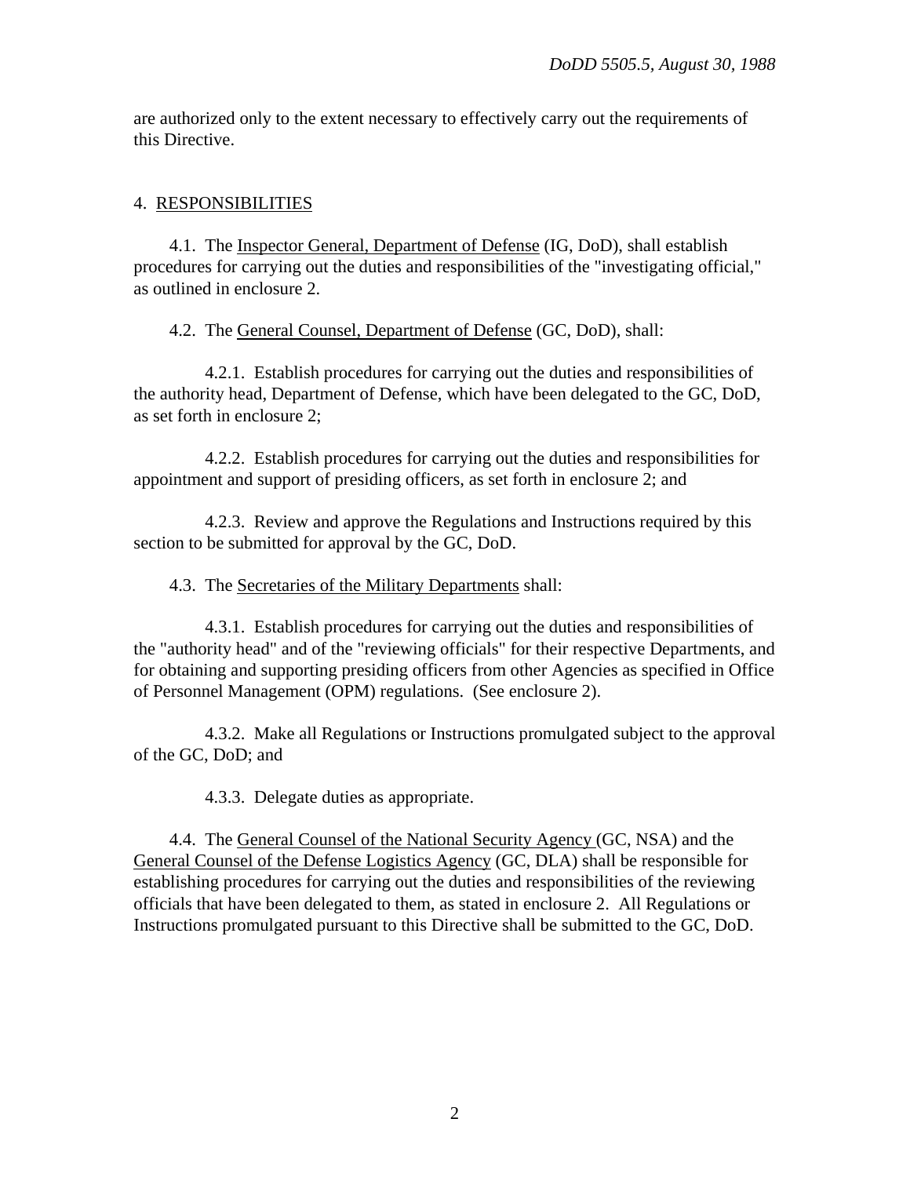are authorized only to the extent necessary to effectively carry out the requirements of this Directive.

## 4. RESPONSIBILITIES

4.1. The Inspector General, Department of Defense (IG, DoD), shall establish procedures for carrying out the duties and responsibilities of the "investigating official," as outlined in enclosure 2.

4.2. The General Counsel, Department of Defense (GC, DoD), shall:

4.2.1. Establish procedures for carrying out the duties and responsibilities of the authority head, Department of Defense, which have been delegated to the GC, DoD, as set forth in enclosure 2;

4.2.2. Establish procedures for carrying out the duties and responsibilities for appointment and support of presiding officers, as set forth in enclosure 2; and

4.2.3. Review and approve the Regulations and Instructions required by this section to be submitted for approval by the GC, DoD.

4.3. The Secretaries of the Military Departments shall:

4.3.1. Establish procedures for carrying out the duties and responsibilities of the "authority head" and of the "reviewing officials" for their respective Departments, and for obtaining and supporting presiding officers from other Agencies as specified in Office of Personnel Management (OPM) regulations. (See enclosure 2).

4.3.2. Make all Regulations or Instructions promulgated subject to the approval of the GC, DoD; and

4.3.3. Delegate duties as appropriate.

4.4. The General Counsel of the National Security Agency (GC, NSA) and the General Counsel of the Defense Logistics Agency (GC, DLA) shall be responsible for establishing procedures for carrying out the duties and responsibilities of the reviewing officials that have been delegated to them, as stated in enclosure 2. All Regulations or Instructions promulgated pursuant to this Directive shall be submitted to the GC, DoD.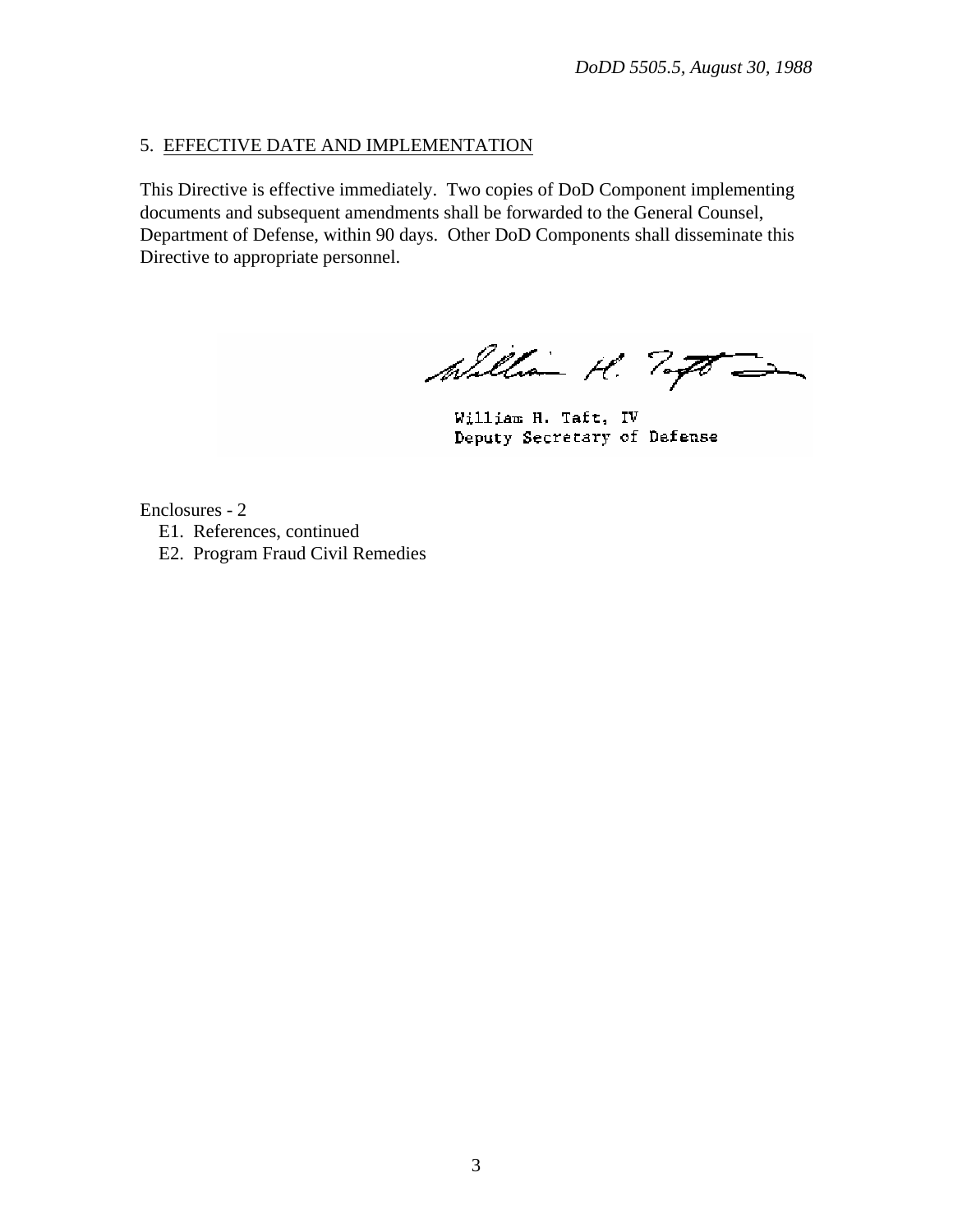## 5. EFFECTIVE DATE AND IMPLEMENTATION

This Directive is effective immediately. Two copies of DoD Component implementing documents and subsequent amendments shall be forwarded to the General Counsel, Department of Defense, within 90 days. Other DoD Components shall disseminate this Directive to appropriate personnel.

William H. Taft, IV
Deputy Secretary of Defense

Enclosures - 2
- E1. References, continued
- E2. Program Fraud Civil Remedies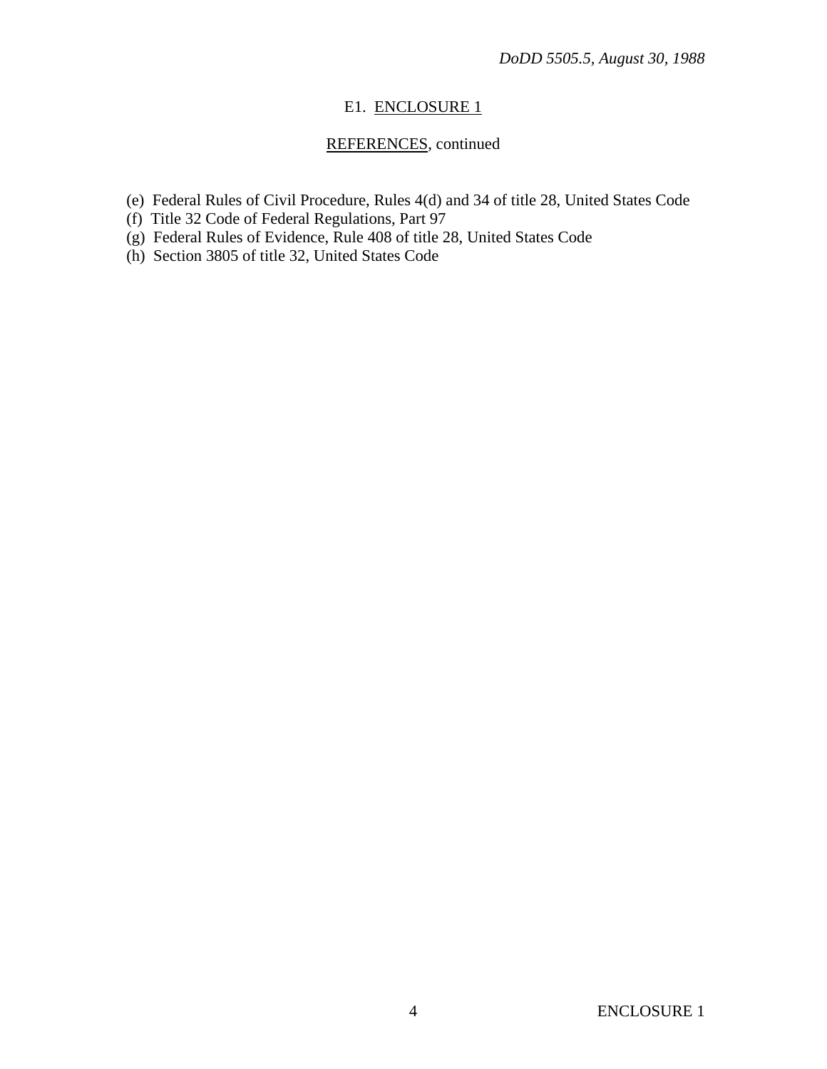## E1. ENCLOSURE 1

### REFERENCES, continued

(e) Federal Rules of Civil Procedure, Rules 4(d) and 34 of title 28, United States Code
(f) Title 32 Code of Federal Regulations, Part 97
(g) Federal Rules of Evidence, Rule 408 of title 28, United States Code
(h) Section 3805 of title 32, United States Code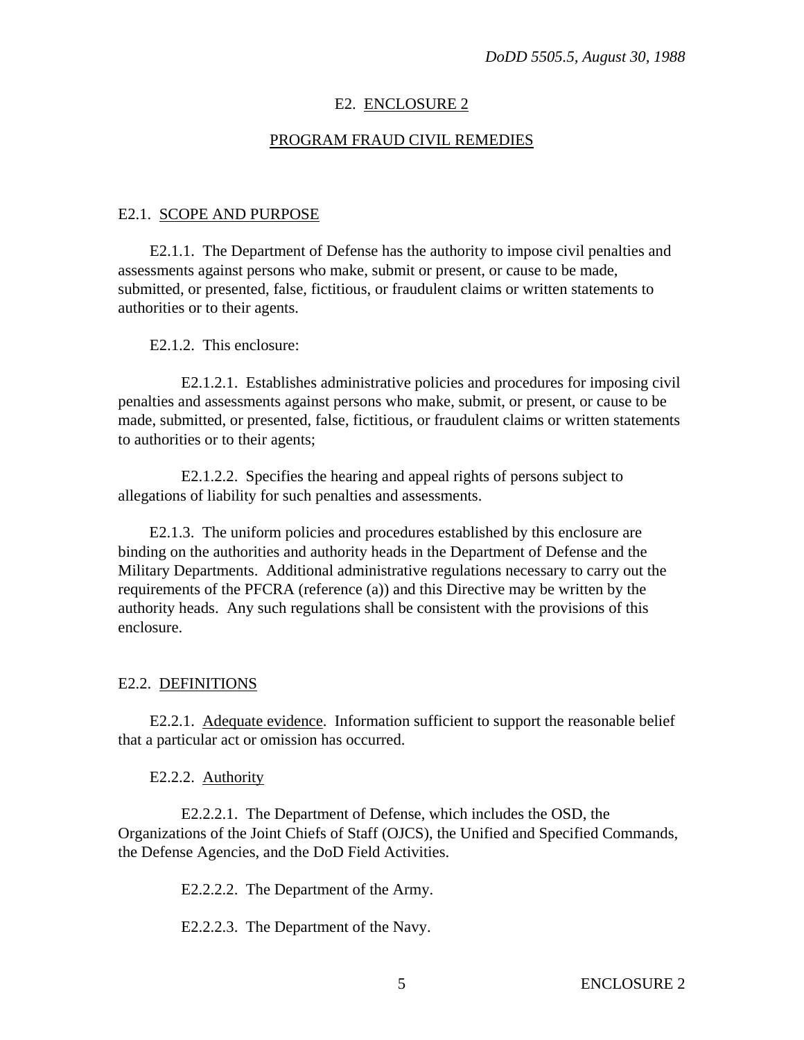## E2. ENCLOSURE 2

## PROGRAM FRAUD CIVIL REMEDIES

### E2.1. SCOPE AND PURPOSE

E2.1.1. The Department of Defense has the authority to impose civil penalties and assessments against persons who make, submit or present, or cause to be made, submitted, or presented, false, fictitious, or fraudulent claims or written statements to authorities or to their agents.

E2.1.2. This enclosure:

E2.1.2.1. Establishes administrative policies and procedures for imposing civil penalties and assessments against persons who make, submit, or present, or cause to be made, submitted, or presented, false, fictitious, or fraudulent claims or written statements to authorities or to their agents;

E2.1.2.2. Specifies the hearing and appeal rights of persons subject to allegations of liability for such penalties and assessments.

E2.1.3. The uniform policies and procedures established by this enclosure are binding on the authorities and authority heads in the Department of Defense and the Military Departments. Additional administrative regulations necessary to carry out the requirements of the PFCRA (reference (a)) and this Directive may be written by the authority heads. Any such regulations shall be consistent with the provisions of this enclosure.

### E2.2. DEFINITIONS

E2.2.1. Adequate evidence. Information sufficient to support the reasonable belief that a particular act or omission has occurred.

E2.2.2. Authority

E2.2.2.1. The Department of Defense, which includes the OSD, the Organizations of the Joint Chiefs of Staff (OJCS), the Unified and Specified Commands, the Defense Agencies, and the DoD Field Activities.

E2.2.2.2. The Department of the Army.

E2.2.2.3. The Department of the Navy.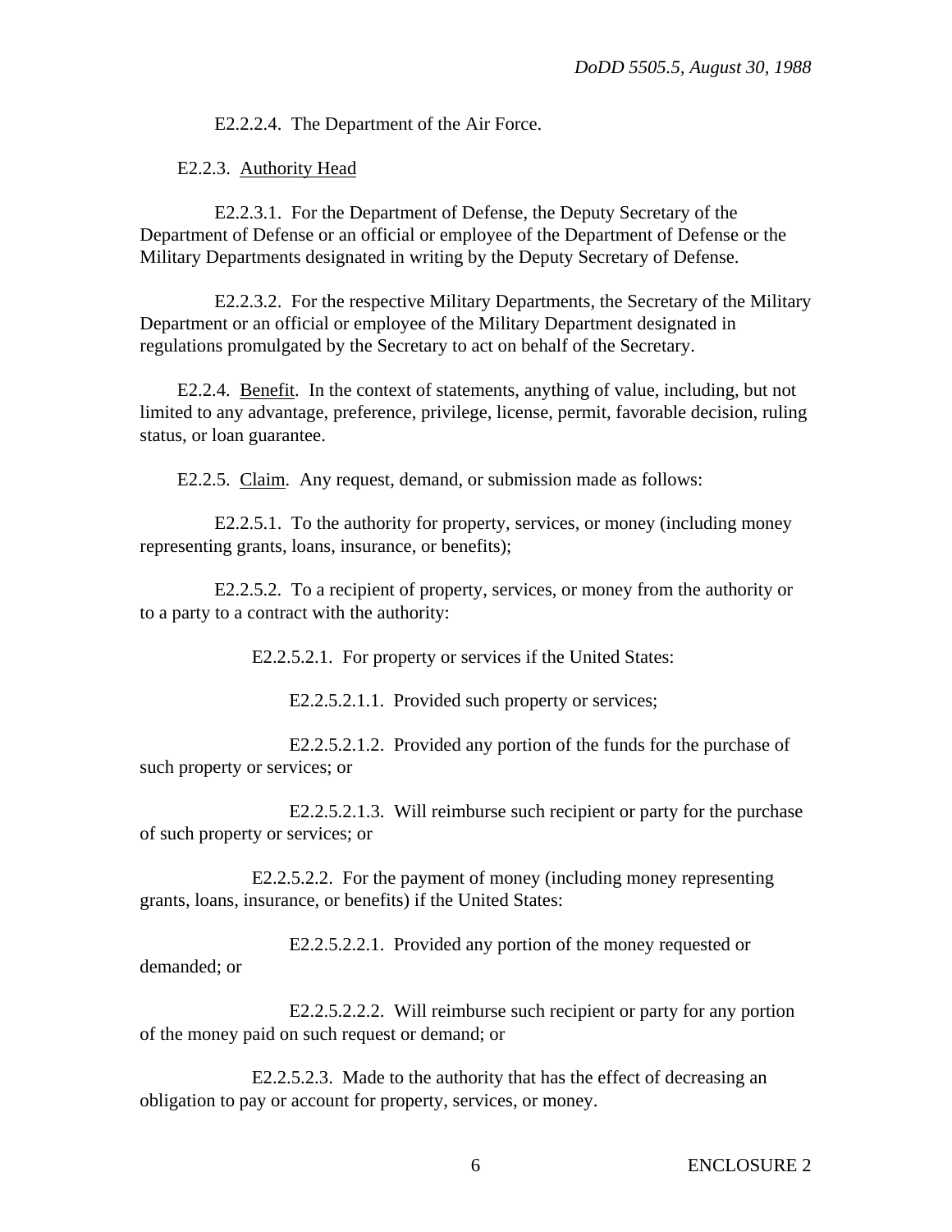E2.2.2.4. The Department of the Air Force.

E2.2.3. Authority Head

E2.2.3.1. For the Department of Defense, the Deputy Secretary of the Department of Defense or an official or employee of the Department of Defense or the Military Departments designated in writing by the Deputy Secretary of Defense.

E2.2.3.2. For the respective Military Departments, the Secretary of the Military Department or an official or employee of the Military Department designated in regulations promulgated by the Secretary to act on behalf of the Secretary.

E2.2.4. Benefit. In the context of statements, anything of value, including, but not limited to any advantage, preference, privilege, license, permit, favorable decision, ruling status, or loan guarantee.

E2.2.5. Claim. Any request, demand, or submission made as follows:

E2.2.5.1. To the authority for property, services, or money (including money representing grants, loans, insurance, or benefits);

E2.2.5.2. To a recipient of property, services, or money from the authority or to a party to a contract with the authority:

E2.2.5.2.1. For property or services if the United States:

E2.2.5.2.1.1. Provided such property or services;

E2.2.5.2.1.2. Provided any portion of the funds for the purchase of such property or services; or

E2.2.5.2.1.3. Will reimburse such recipient or party for the purchase of such property or services; or

E2.2.5.2.2. For the payment of money (including money representing grants, loans, insurance, or benefits) if the United States:

E2.2.5.2.2.1. Provided any portion of the money requested or demanded; or

E2.2.5.2.2.2. Will reimburse such recipient or party for any portion of the money paid on such request or demand; or

E2.2.5.2.3. Made to the authority that has the effect of decreasing an obligation to pay or account for property, services, or money.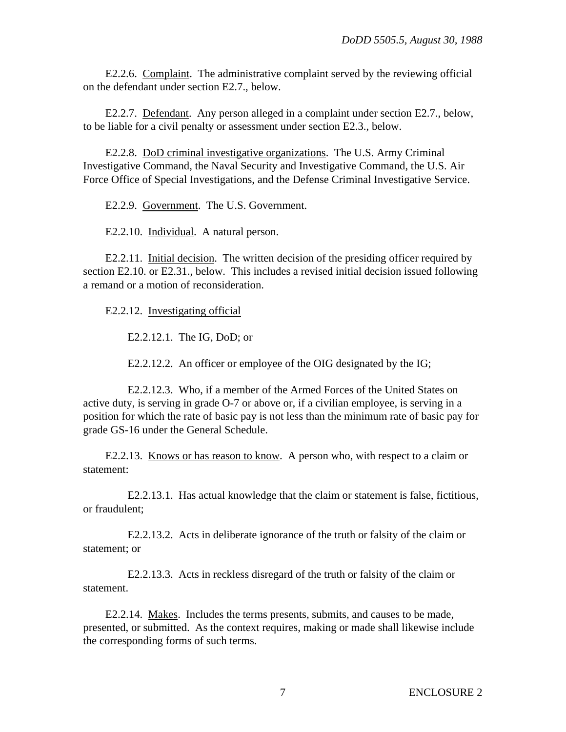E2.2.6. Complaint. The administrative complaint served by the reviewing official on the defendant under section E2.7., below.

E2.2.7. Defendant. Any person alleged in a complaint under section E2.7., below, to be liable for a civil penalty or assessment under section E2.3., below.

E2.2.8. DoD criminal investigative organizations. The U.S. Army Criminal Investigative Command, the Naval Security and Investigative Command, the U.S. Air Force Office of Special Investigations, and the Defense Criminal Investigative Service.

E2.2.9. Government. The U.S. Government.

E2.2.10. Individual. A natural person.

E2.2.11. Initial decision. The written decision of the presiding officer required by section E2.10. or E2.31., below. This includes a revised initial decision issued following a remand or a motion of reconsideration.

E2.2.12. Investigating official

E2.2.12.1. The IG, DoD; or

E2.2.12.2. An officer or employee of the OIG designated by the IG;

E2.2.12.3. Who, if a member of the Armed Forces of the United States on active duty, is serving in grade O-7 or above or, if a civilian employee, is serving in a position for which the rate of basic pay is not less than the minimum rate of basic pay for grade GS-16 under the General Schedule.

E2.2.13. Knows or has reason to know. A person who, with respect to a claim or statement:

E2.2.13.1. Has actual knowledge that the claim or statement is false, fictitious, or fraudulent;

E2.2.13.2. Acts in deliberate ignorance of the truth or falsity of the claim or statement; or

E2.2.13.3. Acts in reckless disregard of the truth or falsity of the claim or statement.

E2.2.14. Makes. Includes the terms presents, submits, and causes to be made, presented, or submitted. As the context requires, making or made shall likewise include the corresponding forms of such terms.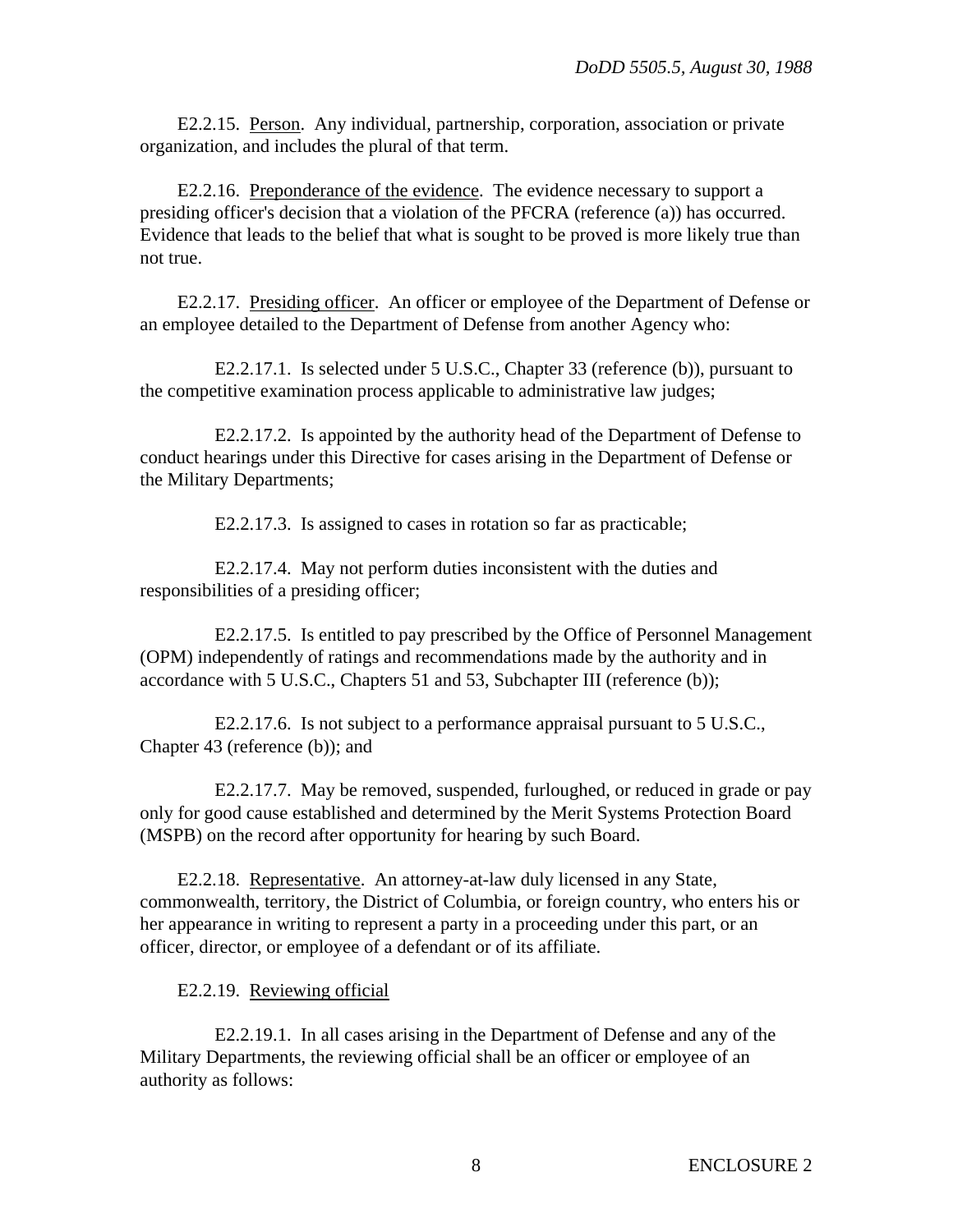E2.2.15. Person. Any individual, partnership, corporation, association or private organization, and includes the plural of that term.

E2.2.16. Preponderance of the evidence. The evidence necessary to support a presiding officer's decision that a violation of the PFCRA (reference (a)) has occurred. Evidence that leads to the belief that what is sought to be proved is more likely true than not true.

E2.2.17. Presiding officer. An officer or employee of the Department of Defense or an employee detailed to the Department of Defense from another Agency who:

E2.2.17.1. Is selected under 5 U.S.C., Chapter 33 (reference (b)), pursuant to the competitive examination process applicable to administrative law judges;

E2.2.17.2. Is appointed by the authority head of the Department of Defense to conduct hearings under this Directive for cases arising in the Department of Defense or the Military Departments;

E2.2.17.3. Is assigned to cases in rotation so far as practicable;

E2.2.17.4. May not perform duties inconsistent with the duties and responsibilities of a presiding officer;

E2.2.17.5. Is entitled to pay prescribed by the Office of Personnel Management (OPM) independently of ratings and recommendations made by the authority and in accordance with 5 U.S.C., Chapters 51 and 53, Subchapter III (reference (b));

E2.2.17.6. Is not subject to a performance appraisal pursuant to 5 U.S.C., Chapter 43 (reference (b)); and

E2.2.17.7. May be removed, suspended, furloughed, or reduced in grade or pay only for good cause established and determined by the Merit Systems Protection Board (MSPB) on the record after opportunity for hearing by such Board.

E2.2.18. Representative. An attorney-at-law duly licensed in any State, commonwealth, territory, the District of Columbia, or foreign country, who enters his or her appearance in writing to represent a party in a proceeding under this part, or an officer, director, or employee of a defendant or of its affiliate.

E2.2.19. Reviewing official

E2.2.19.1. In all cases arising in the Department of Defense and any of the Military Departments, the reviewing official shall be an officer or employee of an authority as follows: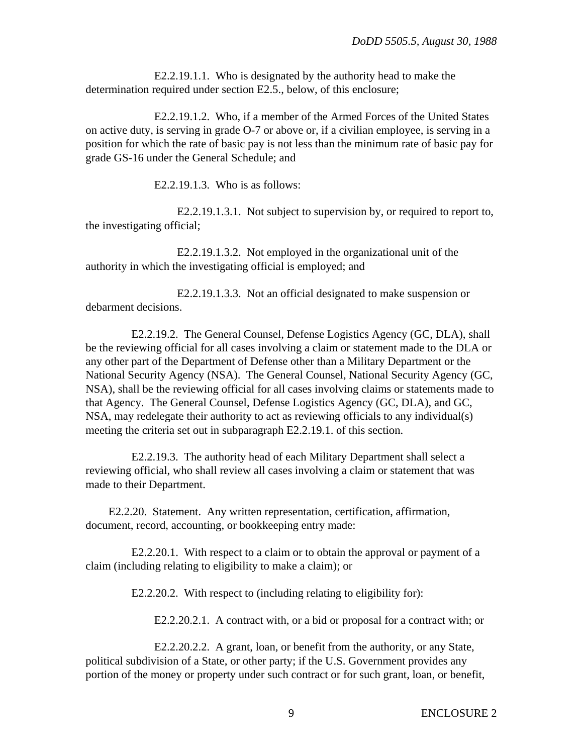E2.2.19.1.1. Who is designated by the authority head to make the determination required under section E2.5., below, of this enclosure;

E2.2.19.1.2. Who, if a member of the Armed Forces of the United States on active duty, is serving in grade O-7 or above or, if a civilian employee, is serving in a position for which the rate of basic pay is not less than the minimum rate of basic pay for grade GS-16 under the General Schedule; and

E2.2.19.1.3. Who is as follows:

E2.2.19.1.3.1. Not subject to supervision by, or required to report to, the investigating official;

E2.2.19.1.3.2. Not employed in the organizational unit of the authority in which the investigating official is employed; and

E2.2.19.1.3.3. Not an official designated to make suspension or debarment decisions.

E2.2.19.2. The General Counsel, Defense Logistics Agency (GC, DLA), shall be the reviewing official for all cases involving a claim or statement made to the DLA or any other part of the Department of Defense other than a Military Department or the National Security Agency (NSA). The General Counsel, National Security Agency (GC, NSA), shall be the reviewing official for all cases involving claims or statements made to that Agency. The General Counsel, Defense Logistics Agency (GC, DLA), and GC, NSA, may redelegate their authority to act as reviewing officials to any individual(s) meeting the criteria set out in subparagraph E2.2.19.1. of this section.

E2.2.19.3. The authority head of each Military Department shall select a reviewing official, who shall review all cases involving a claim or statement that was made to their Department.

E2.2.20. Statement. Any written representation, certification, affirmation, document, record, accounting, or bookkeeping entry made:

E2.2.20.1. With respect to a claim or to obtain the approval or payment of a claim (including relating to eligibility to make a claim); or

E2.2.20.2. With respect to (including relating to eligibility for):

E2.2.20.2.1. A contract with, or a bid or proposal for a contract with; or

E2.2.20.2.2. A grant, loan, or benefit from the authority, or any State, political subdivision of a State, or other party; if the U.S. Government provides any portion of the money or property under such contract or for such grant, loan, or benefit,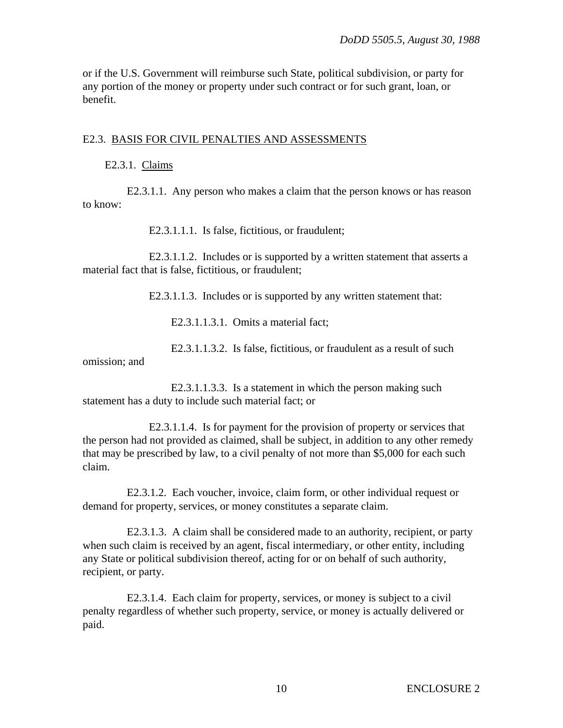or if the U.S. Government will reimburse such State, political subdivision, or party for any portion of the money or property under such contract or for such grant, loan, or benefit.

## E2.3. BASIS FOR CIVIL PENALTIES AND ASSESSMENTS

### E2.3.1. Claims

E2.3.1.1. Any person who makes a claim that the person knows or has reason to know:

E2.3.1.1.1. Is false, fictitious, or fraudulent;

E2.3.1.1.2. Includes or is supported by a written statement that asserts a material fact that is false, fictitious, or fraudulent;

E2.3.1.1.3. Includes or is supported by any written statement that:

E2.3.1.1.3.1. Omits a material fact;

E2.3.1.1.3.2. Is false, fictitious, or fraudulent as a result of such omission; and

E2.3.1.1.3.3. Is a statement in which the person making such statement has a duty to include such material fact; or

E2.3.1.1.4. Is for payment for the provision of property or services that the person had not provided as claimed, shall be subject, in addition to any other remedy that may be prescribed by law, to a civil penalty of not more than $5,000 for each such claim.

E2.3.1.2. Each voucher, invoice, claim form, or other individual request or demand for property, services, or money constitutes a separate claim.

E2.3.1.3. A claim shall be considered made to an authority, recipient, or party when such claim is received by an agent, fiscal intermediary, or other entity, including any State or political subdivision thereof, acting for or on behalf of such authority, recipient, or party.

E2.3.1.4. Each claim for property, services, or money is subject to a civil penalty regardless of whether such property, service, or money is actually delivered or paid.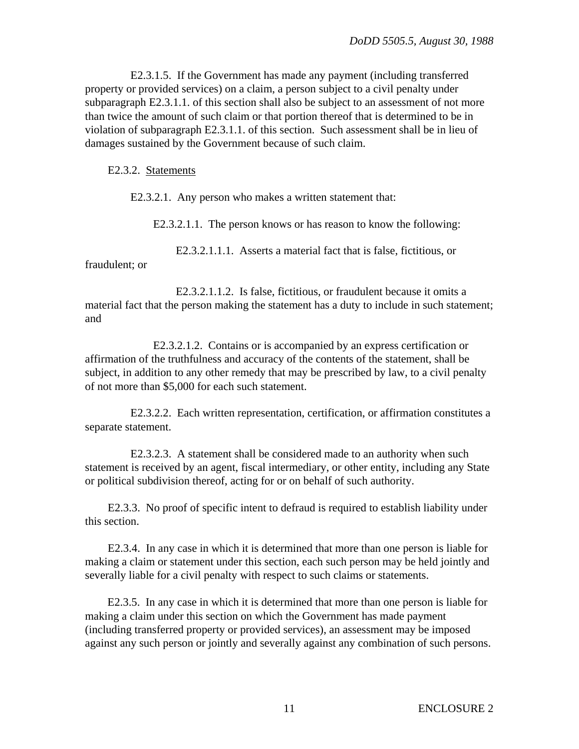E2.3.1.5. If the Government has made any payment (including transferred property or provided services) on a claim, a person subject to a civil penalty under subparagraph E2.3.1.1. of this section shall also be subject to an assessment of not more than twice the amount of such claim or that portion thereof that is determined to be in violation of subparagraph E2.3.1.1. of this section. Such assessment shall be in lieu of damages sustained by the Government because of such claim.

E2.3.2. Statements

E2.3.2.1. Any person who makes a written statement that:

E2.3.2.1.1. The person knows or has reason to know the following:

E2.3.2.1.1.1. Asserts a material fact that is false, fictitious, or fraudulent; or

E2.3.2.1.1.2. Is false, fictitious, or fraudulent because it omits a material fact that the person making the statement has a duty to include in such statement; and

E2.3.2.1.2. Contains or is accompanied by an express certification or affirmation of the truthfulness and accuracy of the contents of the statement, shall be subject, in addition to any other remedy that may be prescribed by law, to a civil penalty of not more than $5,000 for each such statement.

E2.3.2.2. Each written representation, certification, or affirmation constitutes a separate statement.

E2.3.2.3. A statement shall be considered made to an authority when such statement is received by an agent, fiscal intermediary, or other entity, including any State or political subdivision thereof, acting for or on behalf of such authority.

E2.3.3. No proof of specific intent to defraud is required to establish liability under this section.

E2.3.4. In any case in which it is determined that more than one person is liable for making a claim or statement under this section, each such person may be held jointly and severally liable for a civil penalty with respect to such claims or statements.

E2.3.5. In any case in which it is determined that more than one person is liable for making a claim under this section on which the Government has made payment (including transferred property or provided services), an assessment may be imposed against any such person or jointly and severally against any combination of such persons.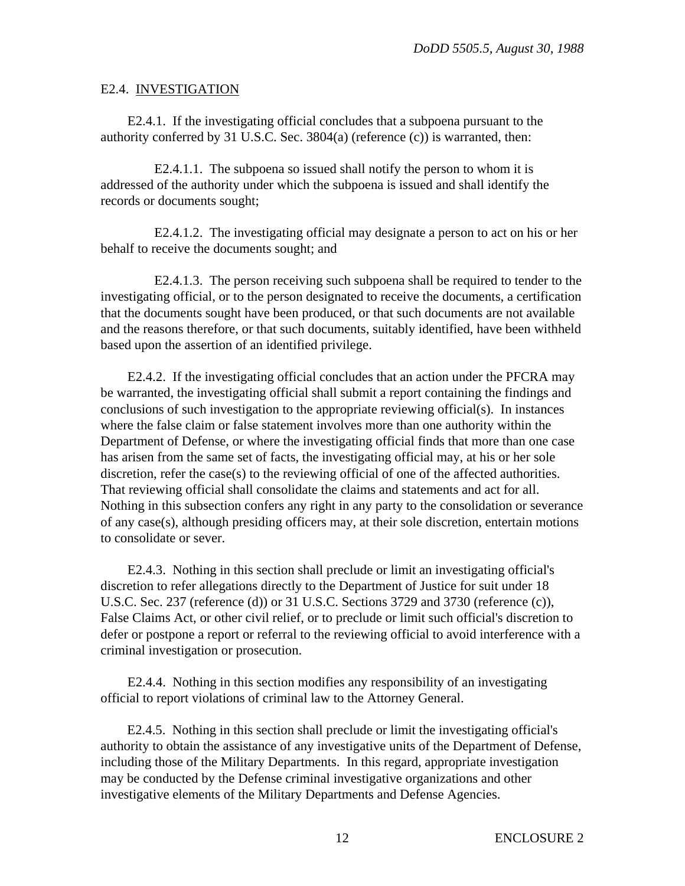E2.4. <u>INVESTIGATION</u>

E2.4.1. If the investigating official concludes that a subpoena pursuant to the authority conferred by 31 U.S.C. Sec. 3804(a) (reference (c)) is warranted, then:

E2.4.1.1. The subpoena so issued shall notify the person to whom it is addressed of the authority under which the subpoena is issued and shall identify the records or documents sought;

E2.4.1.2. The investigating official may designate a person to act on his or her behalf to receive the documents sought; and

E2.4.1.3. The person receiving such subpoena shall be required to tender to the investigating official, or to the person designated to receive the documents, a certification that the documents sought have been produced, or that such documents are not available and the reasons therefore, or that such documents, suitably identified, have been withheld based upon the assertion of an identified privilege.

E2.4.2. If the investigating official concludes that an action under the PFCRA may be warranted, the investigating official shall submit a report containing the findings and conclusions of such investigation to the appropriate reviewing official(s). In instances where the false claim or false statement involves more than one authority within the Department of Defense, or where the investigating official finds that more than one case has arisen from the same set of facts, the investigating official may, at his or her sole discretion, refer the case(s) to the reviewing official of one of the affected authorities. That reviewing official shall consolidate the claims and statements and act for all. Nothing in this subsection confers any right in any party to the consolidation or severance of any case(s), although presiding officers may, at their sole discretion, entertain motions to consolidate or sever.

E2.4.3. Nothing in this section shall preclude or limit an investigating official's discretion to refer allegations directly to the Department of Justice for suit under 18 U.S.C. Sec. 237 (reference (d)) or 31 U.S.C. Sections 3729 and 3730 (reference (c)), False Claims Act, or other civil relief, or to preclude or limit such official's discretion to defer or postpone a report or referral to the reviewing official to avoid interference with a criminal investigation or prosecution.

E2.4.4. Nothing in this section modifies any responsibility of an investigating official to report violations of criminal law to the Attorney General.

E2.4.5. Nothing in this section shall preclude or limit the investigating official's authority to obtain the assistance of any investigative units of the Department of Defense, including those of the Military Departments. In this regard, appropriate investigation may be conducted by the Defense criminal investigative organizations and other investigative elements of the Military Departments and Defense Agencies.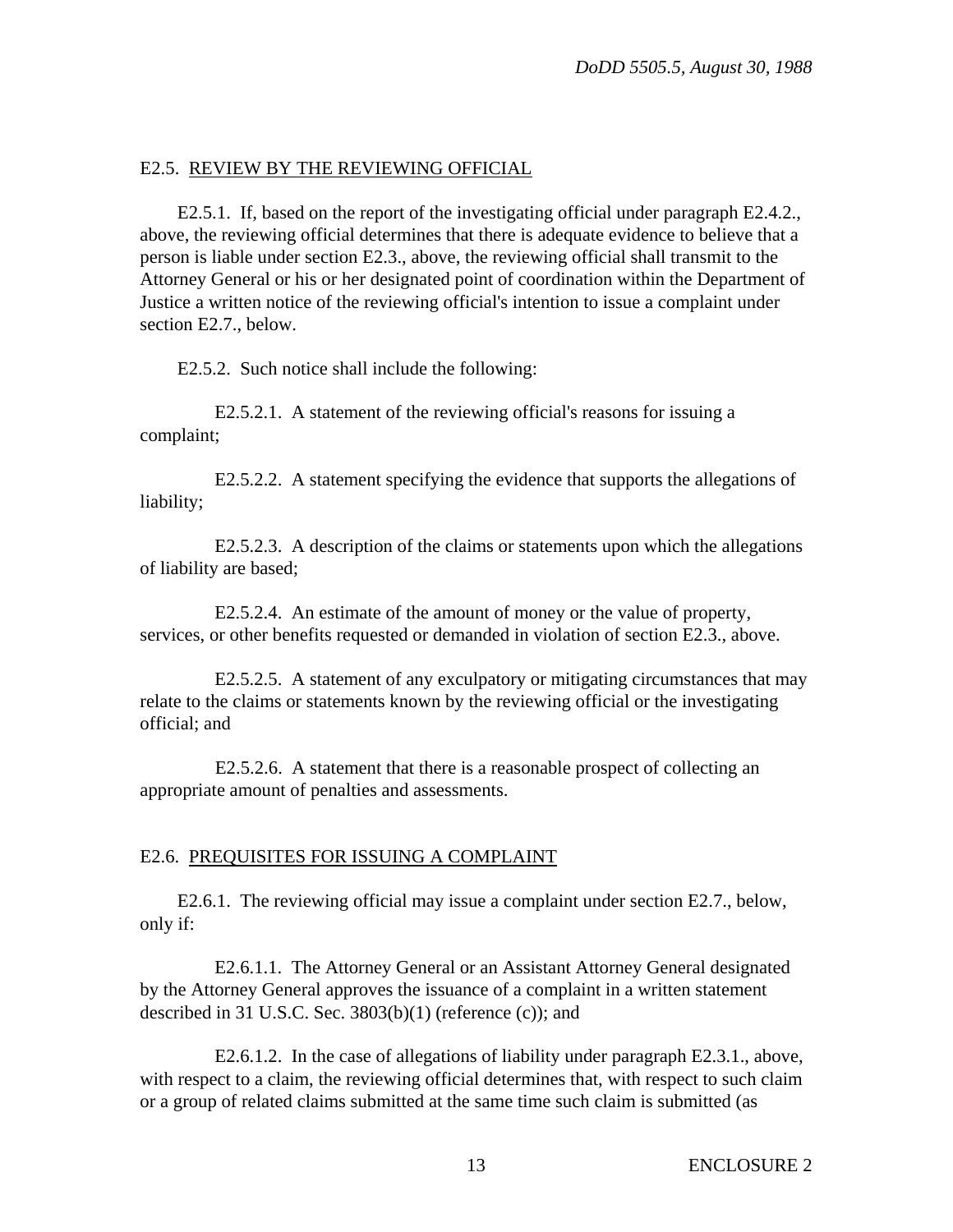## E2.5. REVIEW BY THE REVIEWING OFFICIAL

E2.5.1. If, based on the report of the investigating official under paragraph E2.4.2., above, the reviewing official determines that there is adequate evidence to believe that a person is liable under section E2.3., above, the reviewing official shall transmit to the Attorney General or his or her designated point of coordination within the Department of Justice a written notice of the reviewing official's intention to issue a complaint under section E2.7., below.

E2.5.2. Such notice shall include the following:

E2.5.2.1. A statement of the reviewing official's reasons for issuing a complaint;

E2.5.2.2. A statement specifying the evidence that supports the allegations of liability;

E2.5.2.3. A description of the claims or statements upon which the allegations of liability are based;

E2.5.2.4. An estimate of the amount of money or the value of property, services, or other benefits requested or demanded in violation of section E2.3., above.

E2.5.2.5. A statement of any exculpatory or mitigating circumstances that may relate to the claims or statements known by the reviewing official or the investigating official; and

E2.5.2.6. A statement that there is a reasonable prospect of collecting an appropriate amount of penalties and assessments.

## E2.6. PREQUISITES FOR ISSUING A COMPLAINT

E2.6.1. The reviewing official may issue a complaint under section E2.7., below, only if:

E2.6.1.1. The Attorney General or an Assistant Attorney General designated by the Attorney General approves the issuance of a complaint in a written statement described in 31 U.S.C. Sec. 3803(b)(1) (reference (c)); and

E2.6.1.2. In the case of allegations of liability under paragraph E2.3.1., above, with respect to a claim, the reviewing official determines that, with respect to such claim or a group of related claims submitted at the same time such claim is submitted (as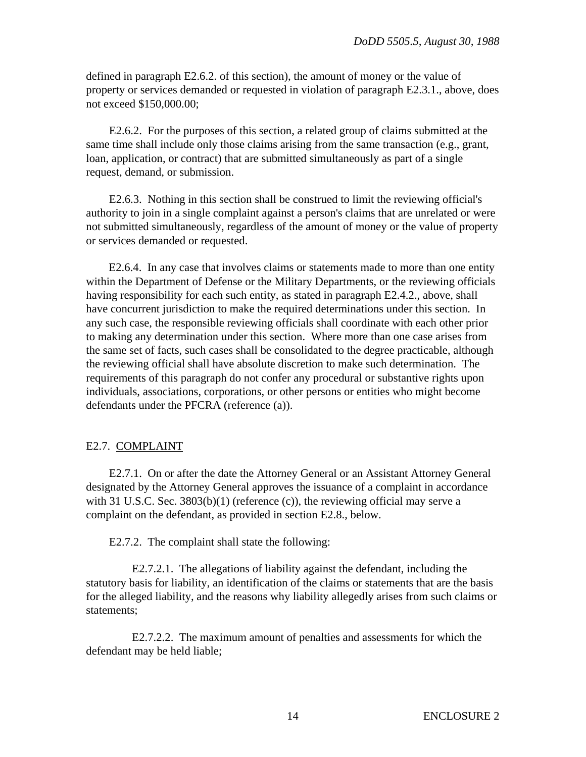defined in paragraph E2.6.2. of this section), the amount of money or the value of property or services demanded or requested in violation of paragraph E2.3.1., above, does not exceed $150,000.00;

E2.6.2. For the purposes of this section, a related group of claims submitted at the same time shall include only those claims arising from the same transaction (e.g., grant, loan, application, or contract) that are submitted simultaneously as part of a single request, demand, or submission.

E2.6.3. Nothing in this section shall be construed to limit the reviewing official's authority to join in a single complaint against a person's claims that are unrelated or were not submitted simultaneously, regardless of the amount of money or the value of property or services demanded or requested.

E2.6.4. In any case that involves claims or statements made to more than one entity within the Department of Defense or the Military Departments, or the reviewing officials having responsibility for each such entity, as stated in paragraph E2.4.2., above, shall have concurrent jurisdiction to make the required determinations under this section. In any such case, the responsible reviewing officials shall coordinate with each other prior to making any determination under this section. Where more than one case arises from the same set of facts, such cases shall be consolidated to the degree practicable, although the reviewing official shall have absolute discretion to make such determination. The requirements of this paragraph do not confer any procedural or substantive rights upon individuals, associations, corporations, or other persons or entities who might become defendants under the PFCRA (reference (a)).

## E2.7. COMPLAINT

E2.7.1. On or after the date the Attorney General or an Assistant Attorney General designated by the Attorney General approves the issuance of a complaint in accordance with 31 U.S.C. Sec. 3803(b)(1) (reference (c)), the reviewing official may serve a complaint on the defendant, as provided in section E2.8., below.

E2.7.2. The complaint shall state the following:

E2.7.2.1. The allegations of liability against the defendant, including the statutory basis for liability, an identification of the claims or statements that are the basis for the alleged liability, and the reasons why liability allegedly arises from such claims or statements;

E2.7.2.2. The maximum amount of penalties and assessments for which the defendant may be held liable;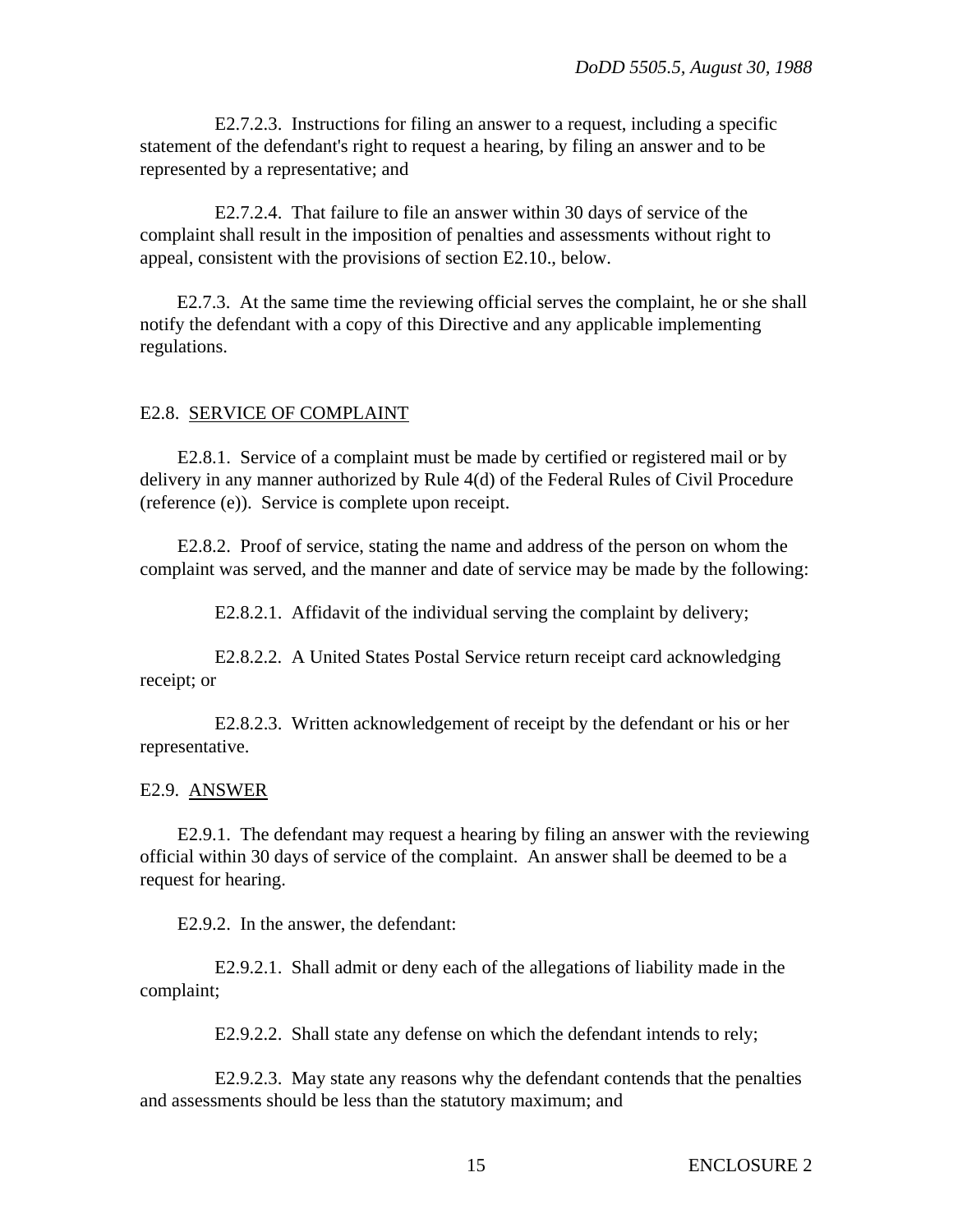E2.7.2.3. Instructions for filing an answer to a request, including a specific statement of the defendant's right to request a hearing, by filing an answer and to be represented by a representative; and

E2.7.2.4. That failure to file an answer within 30 days of service of the complaint shall result in the imposition of penalties and assessments without right to appeal, consistent with the provisions of section E2.10., below.

E2.7.3. At the same time the reviewing official serves the complaint, he or she shall notify the defendant with a copy of this Directive and any applicable implementing regulations.

## E2.8. SERVICE OF COMPLAINT

E2.8.1. Service of a complaint must be made by certified or registered mail or by delivery in any manner authorized by Rule 4(d) of the Federal Rules of Civil Procedure (reference (e)). Service is complete upon receipt.

E2.8.2. Proof of service, stating the name and address of the person on whom the complaint was served, and the manner and date of service may be made by the following:

E2.8.2.1. Affidavit of the individual serving the complaint by delivery;

E2.8.2.2. A United States Postal Service return receipt card acknowledging receipt; or

E2.8.2.3. Written acknowledgement of receipt by the defendant or his or her representative.

## E2.9. ANSWER

E2.9.1. The defendant may request a hearing by filing an answer with the reviewing official within 30 days of service of the complaint. An answer shall be deemed to be a request for hearing.

E2.9.2. In the answer, the defendant:

E2.9.2.1. Shall admit or deny each of the allegations of liability made in the complaint;

E2.9.2.2. Shall state any defense on which the defendant intends to rely;

E2.9.2.3. May state any reasons why the defendant contends that the penalties and assessments should be less than the statutory maximum; and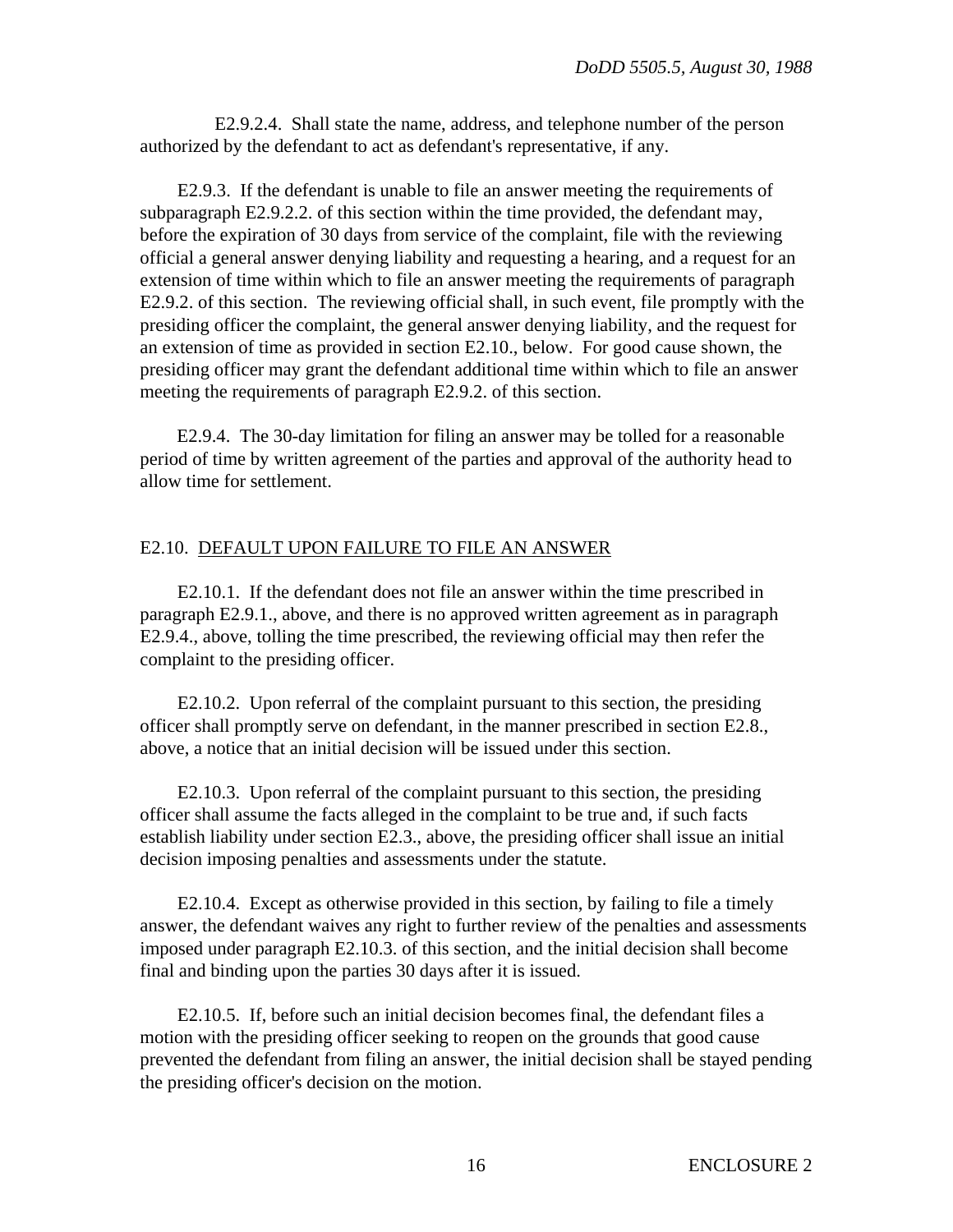E2.9.2.4. Shall state the name, address, and telephone number of the person authorized by the defendant to act as defendant's representative, if any.

E2.9.3. If the defendant is unable to file an answer meeting the requirements of subparagraph E2.9.2.2. of this section within the time provided, the defendant may, before the expiration of 30 days from service of the complaint, file with the reviewing official a general answer denying liability and requesting a hearing, and a request for an extension of time within which to file an answer meeting the requirements of paragraph E2.9.2. of this section. The reviewing official shall, in such event, file promptly with the presiding officer the complaint, the general answer denying liability, and the request for an extension of time as provided in section E2.10., below. For good cause shown, the presiding officer may grant the defendant additional time within which to file an answer meeting the requirements of paragraph E2.9.2. of this section.

E2.9.4. The 30-day limitation for filing an answer may be tolled for a reasonable period of time by written agreement of the parties and approval of the authority head to allow time for settlement.

## E2.10. DEFAULT UPON FAILURE TO FILE AN ANSWER

E2.10.1. If the defendant does not file an answer within the time prescribed in paragraph E2.9.1., above, and there is no approved written agreement as in paragraph E2.9.4., above, tolling the time prescribed, the reviewing official may then refer the complaint to the presiding officer.

E2.10.2. Upon referral of the complaint pursuant to this section, the presiding officer shall promptly serve on defendant, in the manner prescribed in section E2.8., above, a notice that an initial decision will be issued under this section.

E2.10.3. Upon referral of the complaint pursuant to this section, the presiding officer shall assume the facts alleged in the complaint to be true and, if such facts establish liability under section E2.3., above, the presiding officer shall issue an initial decision imposing penalties and assessments under the statute.

E2.10.4. Except as otherwise provided in this section, by failing to file a timely answer, the defendant waives any right to further review of the penalties and assessments imposed under paragraph E2.10.3. of this section, and the initial decision shall become final and binding upon the parties 30 days after it is issued.

E2.10.5. If, before such an initial decision becomes final, the defendant files a motion with the presiding officer seeking to reopen on the grounds that good cause prevented the defendant from filing an answer, the initial decision shall be stayed pending the presiding officer's decision on the motion.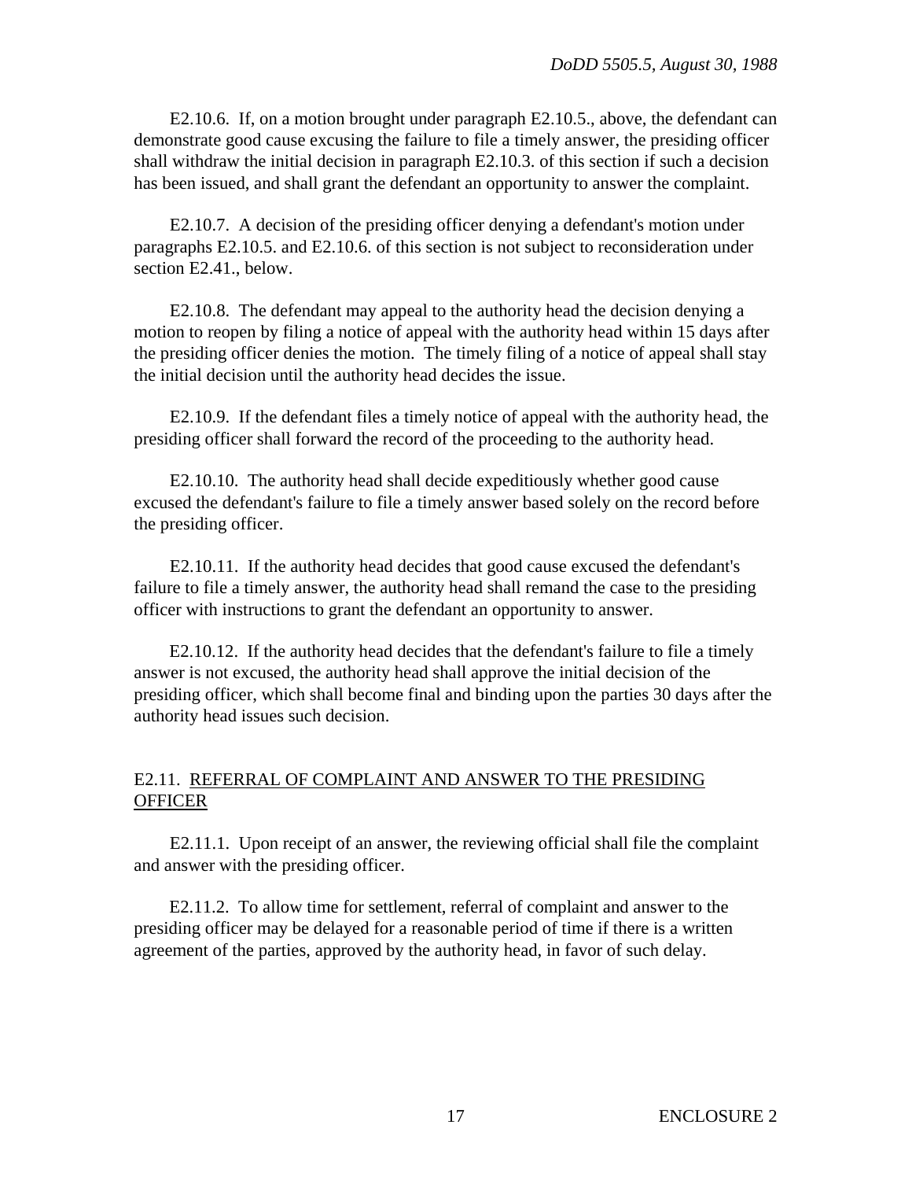E2.10.6. If, on a motion brought under paragraph E2.10.5., above, the defendant can demonstrate good cause excusing the failure to file a timely answer, the presiding officer shall withdraw the initial decision in paragraph E2.10.3. of this section if such a decision has been issued, and shall grant the defendant an opportunity to answer the complaint.

E2.10.7. A decision of the presiding officer denying a defendant's motion under paragraphs E2.10.5. and E2.10.6. of this section is not subject to reconsideration under section E2.41., below.

E2.10.8. The defendant may appeal to the authority head the decision denying a motion to reopen by filing a notice of appeal with the authority head within 15 days after the presiding officer denies the motion. The timely filing of a notice of appeal shall stay the initial decision until the authority head decides the issue.

E2.10.9. If the defendant files a timely notice of appeal with the authority head, the presiding officer shall forward the record of the proceeding to the authority head.

E2.10.10. The authority head shall decide expeditiously whether good cause excused the defendant's failure to file a timely answer based solely on the record before the presiding officer.

E2.10.11. If the authority head decides that good cause excused the defendant's failure to file a timely answer, the authority head shall remand the case to the presiding officer with instructions to grant the defendant an opportunity to answer.

E2.10.12. If the authority head decides that the defendant's failure to file a timely answer is not excused, the authority head shall approve the initial decision of the presiding officer, which shall become final and binding upon the parties 30 days after the authority head issues such decision.

## E2.11. REFERRAL OF COMPLAINT AND ANSWER TO THE PRESIDING OFFICER

E2.11.1. Upon receipt of an answer, the reviewing official shall file the complaint and answer with the presiding officer.

E2.11.2. To allow time for settlement, referral of complaint and answer to the presiding officer may be delayed for a reasonable period of time if there is a written agreement of the parties, approved by the authority head, in favor of such delay.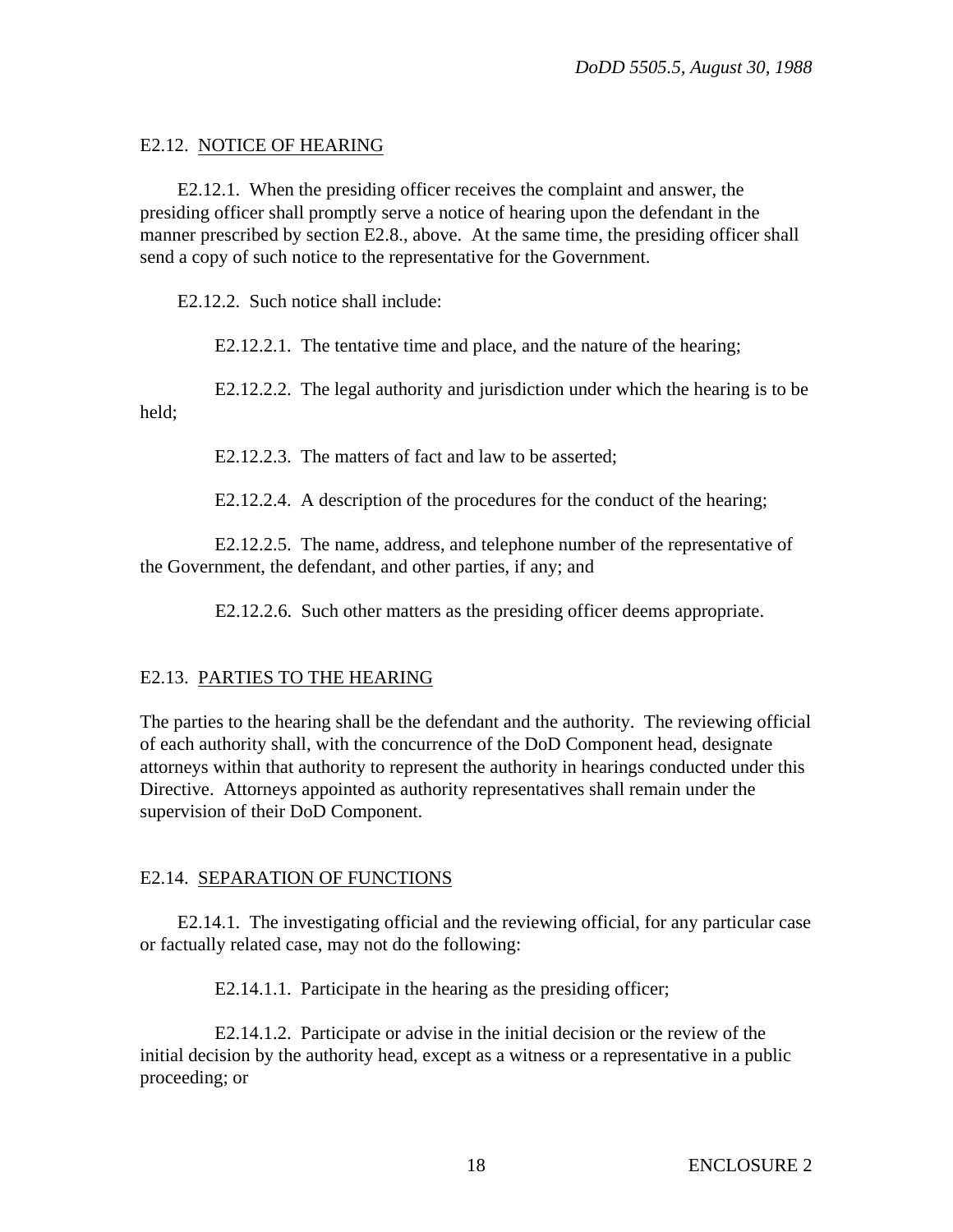## E2.12. NOTICE OF HEARING

E2.12.1. When the presiding officer receives the complaint and answer, the presiding officer shall promptly serve a notice of hearing upon the defendant in the manner prescribed by section E2.8., above. At the same time, the presiding officer shall send a copy of such notice to the representative for the Government.

E2.12.2. Such notice shall include:

E2.12.2.1. The tentative time and place, and the nature of the hearing;

E2.12.2.2. The legal authority and jurisdiction under which the hearing is to be held;

E2.12.2.3. The matters of fact and law to be asserted;

E2.12.2.4. A description of the procedures for the conduct of the hearing;

E2.12.2.5. The name, address, and telephone number of the representative of the Government, the defendant, and other parties, if any; and

E2.12.2.6. Such other matters as the presiding officer deems appropriate.

## E2.13. PARTIES TO THE HEARING

The parties to the hearing shall be the defendant and the authority. The reviewing official of each authority shall, with the concurrence of the DoD Component head, designate attorneys within that authority to represent the authority in hearings conducted under this Directive. Attorneys appointed as authority representatives shall remain under the supervision of their DoD Component.

## E2.14. SEPARATION OF FUNCTIONS

E2.14.1. The investigating official and the reviewing official, for any particular case or factually related case, may not do the following:

E2.14.1.1. Participate in the hearing as the presiding officer;

E2.14.1.2. Participate or advise in the initial decision or the review of the initial decision by the authority head, except as a witness or a representative in a public proceeding; or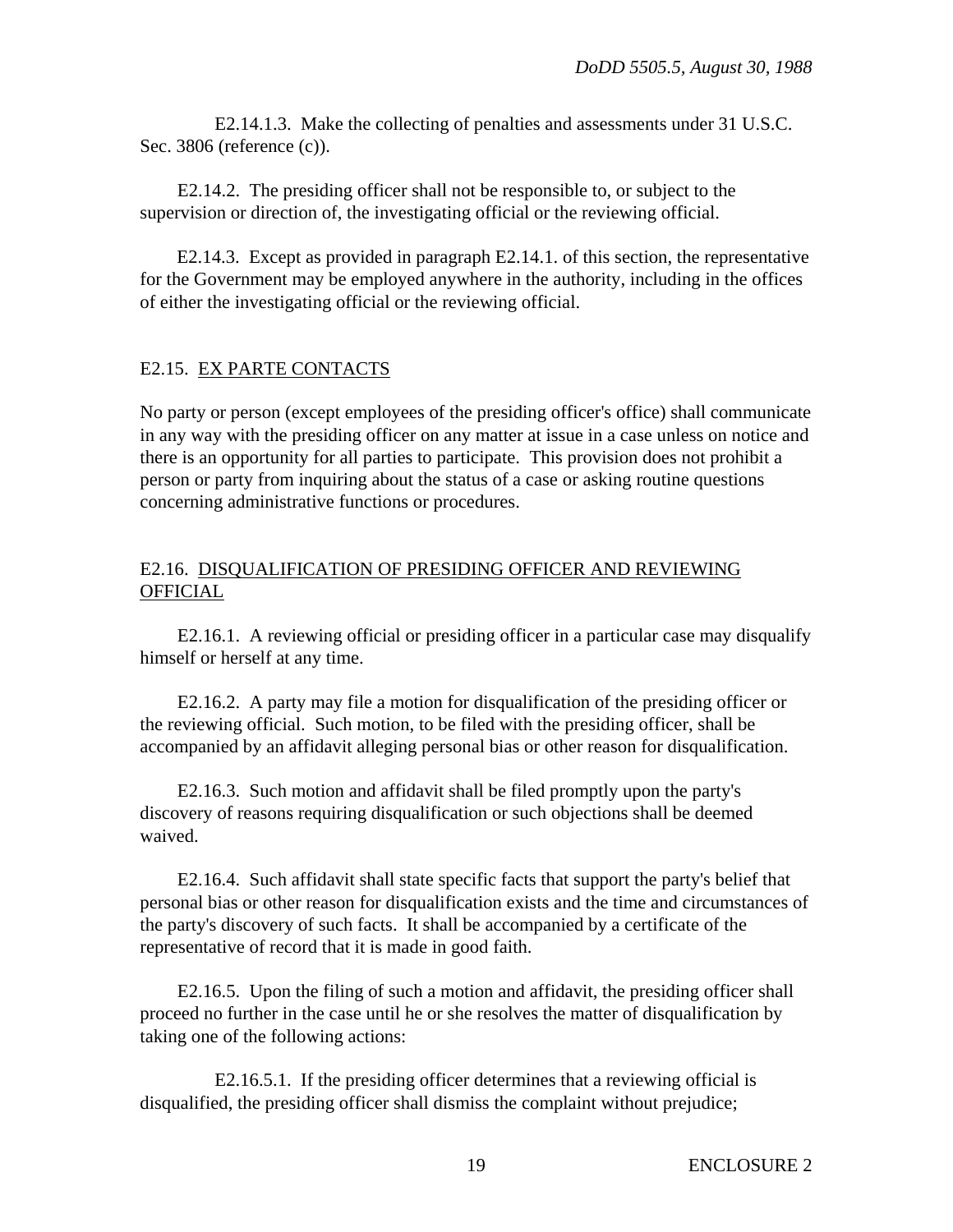E2.14.1.3. Make the collecting of penalties and assessments under 31 U.S.C. Sec. 3806 (reference (c)).

E2.14.2. The presiding officer shall not be responsible to, or subject to the supervision or direction of, the investigating official or the reviewing official.

E2.14.3. Except as provided in paragraph E2.14.1. of this section, the representative for the Government may be employed anywhere in the authority, including in the offices of either the investigating official or the reviewing official.

## E2.15. EX PARTE CONTACTS

No party or person (except employees of the presiding officer's office) shall communicate in any way with the presiding officer on any matter at issue in a case unless on notice and there is an opportunity for all parties to participate. This provision does not prohibit a person or party from inquiring about the status of a case or asking routine questions concerning administrative functions or procedures.

## E2.16. DISQUALIFICATION OF PRESIDING OFFICER AND REVIEWING OFFICIAL

E2.16.1. A reviewing official or presiding officer in a particular case may disqualify himself or herself at any time.

E2.16.2. A party may file a motion for disqualification of the presiding officer or the reviewing official. Such motion, to be filed with the presiding officer, shall be accompanied by an affidavit alleging personal bias or other reason for disqualification.

E2.16.3. Such motion and affidavit shall be filed promptly upon the party's discovery of reasons requiring disqualification or such objections shall be deemed waived.

E2.16.4. Such affidavit shall state specific facts that support the party's belief that personal bias or other reason for disqualification exists and the time and circumstances of the party's discovery of such facts. It shall be accompanied by a certificate of the representative of record that it is made in good faith.

E2.16.5. Upon the filing of such a motion and affidavit, the presiding officer shall proceed no further in the case until he or she resolves the matter of disqualification by taking one of the following actions:

E2.16.5.1. If the presiding officer determines that a reviewing official is disqualified, the presiding officer shall dismiss the complaint without prejudice;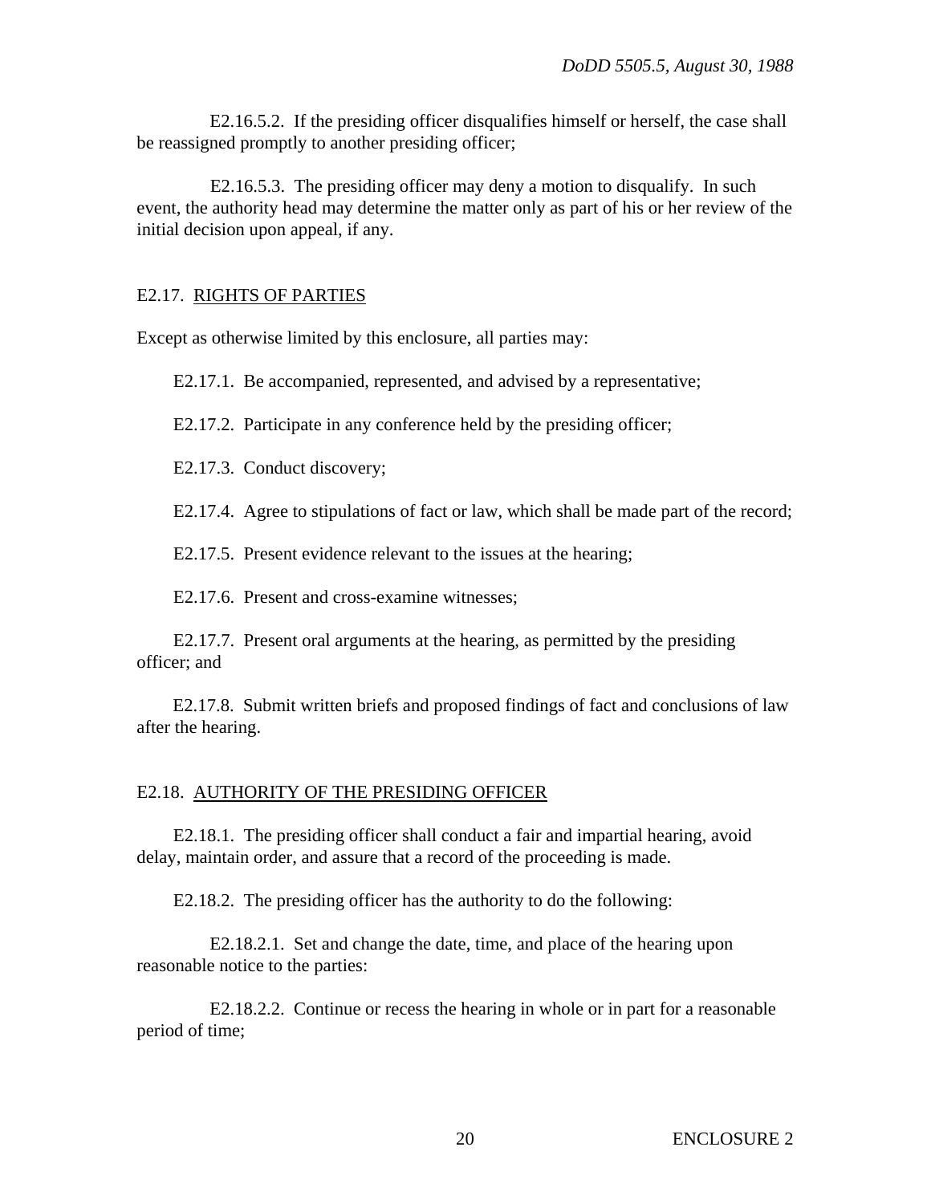E2.16.5.2. If the presiding officer disqualifies himself or herself, the case shall be reassigned promptly to another presiding officer;

E2.16.5.3. The presiding officer may deny a motion to disqualify. In such event, the authority head may determine the matter only as part of his or her review of the initial decision upon appeal, if any.

## E2.17. RIGHTS OF PARTIES

Except as otherwise limited by this enclosure, all parties may:

E2.17.1. Be accompanied, represented, and advised by a representative;

E2.17.2. Participate in any conference held by the presiding officer;

E2.17.3. Conduct discovery;

E2.17.4. Agree to stipulations of fact or law, which shall be made part of the record;

E2.17.5. Present evidence relevant to the issues at the hearing;

E2.17.6. Present and cross-examine witnesses;

E2.17.7. Present oral arguments at the hearing, as permitted by the presiding officer; and

E2.17.8. Submit written briefs and proposed findings of fact and conclusions of law after the hearing.

## E2.18. AUTHORITY OF THE PRESIDING OFFICER

E2.18.1. The presiding officer shall conduct a fair and impartial hearing, avoid delay, maintain order, and assure that a record of the proceeding is made.

E2.18.2. The presiding officer has the authority to do the following:

E2.18.2.1. Set and change the date, time, and place of the hearing upon reasonable notice to the parties:

E2.18.2.2. Continue or recess the hearing in whole or in part for a reasonable period of time;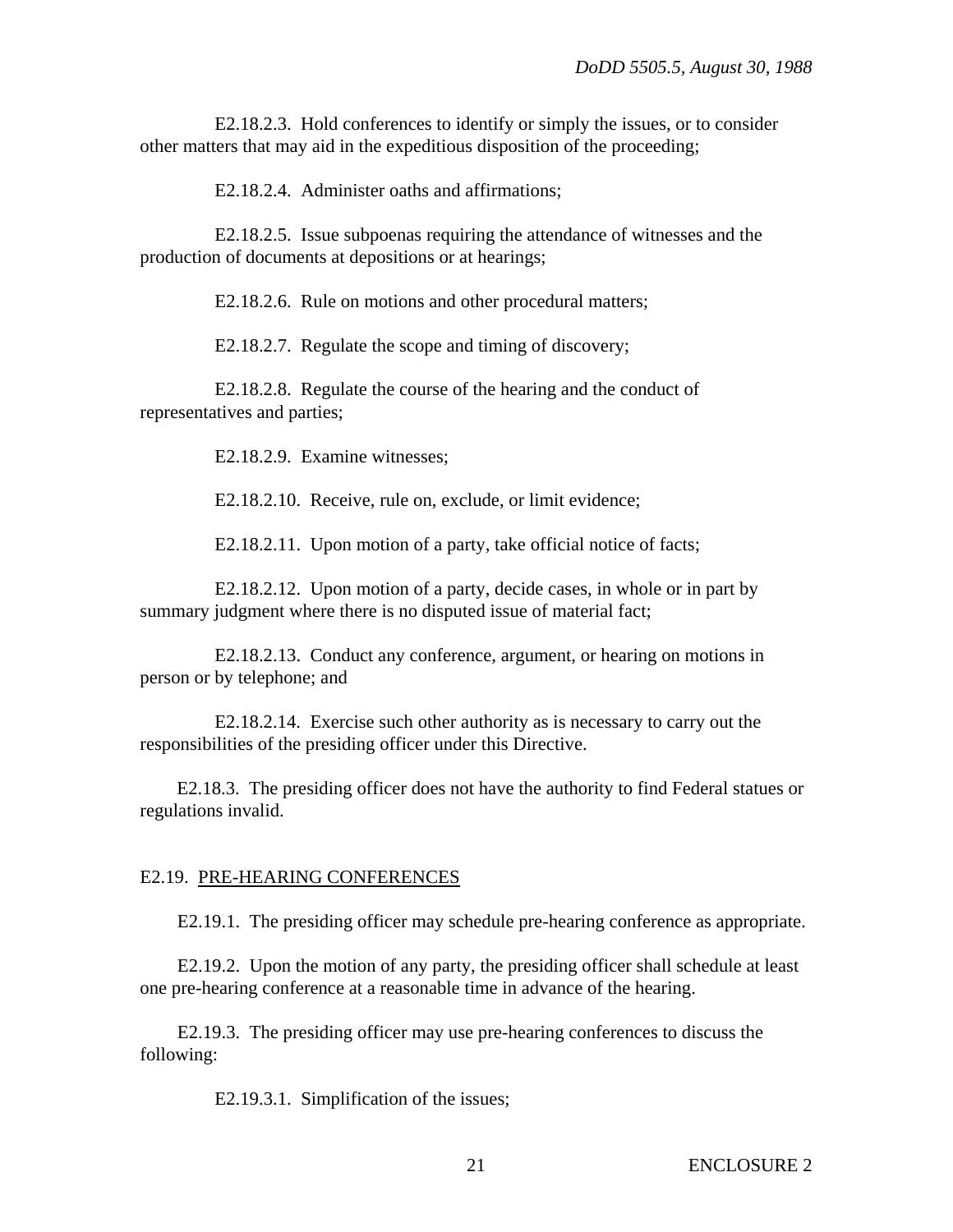E2.18.2.3. Hold conferences to identify or simply the issues, or to consider other matters that may aid in the expeditious disposition of the proceeding;

E2.18.2.4. Administer oaths and affirmations;

E2.18.2.5. Issue subpoenas requiring the attendance of witnesses and the production of documents at depositions or at hearings;

E2.18.2.6. Rule on motions and other procedural matters;

E2.18.2.7. Regulate the scope and timing of discovery;

E2.18.2.8. Regulate the course of the hearing and the conduct of representatives and parties;

E2.18.2.9. Examine witnesses;

E2.18.2.10. Receive, rule on, exclude, or limit evidence;

E2.18.2.11. Upon motion of a party, take official notice of facts;

E2.18.2.12. Upon motion of a party, decide cases, in whole or in part by summary judgment where there is no disputed issue of material fact;

E2.18.2.13. Conduct any conference, argument, or hearing on motions in person or by telephone; and

E2.18.2.14. Exercise such other authority as is necessary to carry out the responsibilities of the presiding officer under this Directive.

E2.18.3. The presiding officer does not have the authority to find Federal statues or regulations invalid.

## E2.19. PRE-HEARING CONFERENCES

E2.19.1. The presiding officer may schedule pre-hearing conference as appropriate.

E2.19.2. Upon the motion of any party, the presiding officer shall schedule at least one pre-hearing conference at a reasonable time in advance of the hearing.

E2.19.3. The presiding officer may use pre-hearing conferences to discuss the following:

E2.19.3.1. Simplification of the issues;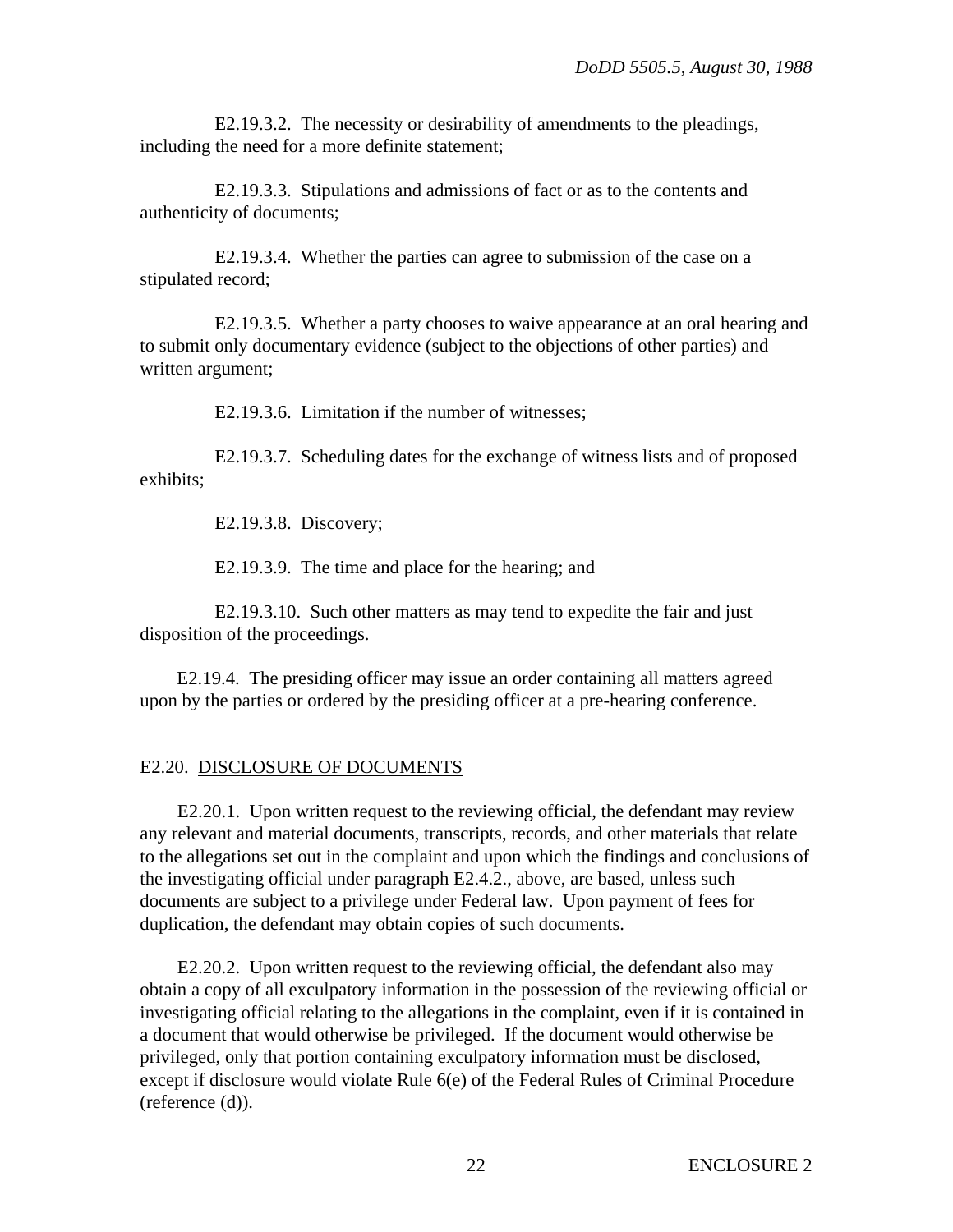E2.19.3.2. The necessity or desirability of amendments to the pleadings, including the need for a more definite statement;

E2.19.3.3. Stipulations and admissions of fact or as to the contents and authenticity of documents;

E2.19.3.4. Whether the parties can agree to submission of the case on a stipulated record;

E2.19.3.5. Whether a party chooses to waive appearance at an oral hearing and to submit only documentary evidence (subject to the objections of other parties) and written argument;

E2.19.3.6. Limitation if the number of witnesses;

E2.19.3.7. Scheduling dates for the exchange of witness lists and of proposed exhibits;

E2.19.3.8. Discovery;

E2.19.3.9. The time and place for the hearing; and

E2.19.3.10. Such other matters as may tend to expedite the fair and just disposition of the proceedings.

E2.19.4. The presiding officer may issue an order containing all matters agreed upon by the parties or ordered by the presiding officer at a pre-hearing conference.

## E2.20. DISCLOSURE OF DOCUMENTS

E2.20.1. Upon written request to the reviewing official, the defendant may review any relevant and material documents, transcripts, records, and other materials that relate to the allegations set out in the complaint and upon which the findings and conclusions of the investigating official under paragraph E2.4.2., above, are based, unless such documents are subject to a privilege under Federal law. Upon payment of fees for duplication, the defendant may obtain copies of such documents.

E2.20.2. Upon written request to the reviewing official, the defendant also may obtain a copy of all exculpatory information in the possession of the reviewing official or investigating official relating to the allegations in the complaint, even if it is contained in a document that would otherwise be privileged. If the document would otherwise be privileged, only that portion containing exculpatory information must be disclosed, except if disclosure would violate Rule 6(e) of the Federal Rules of Criminal Procedure (reference (d)).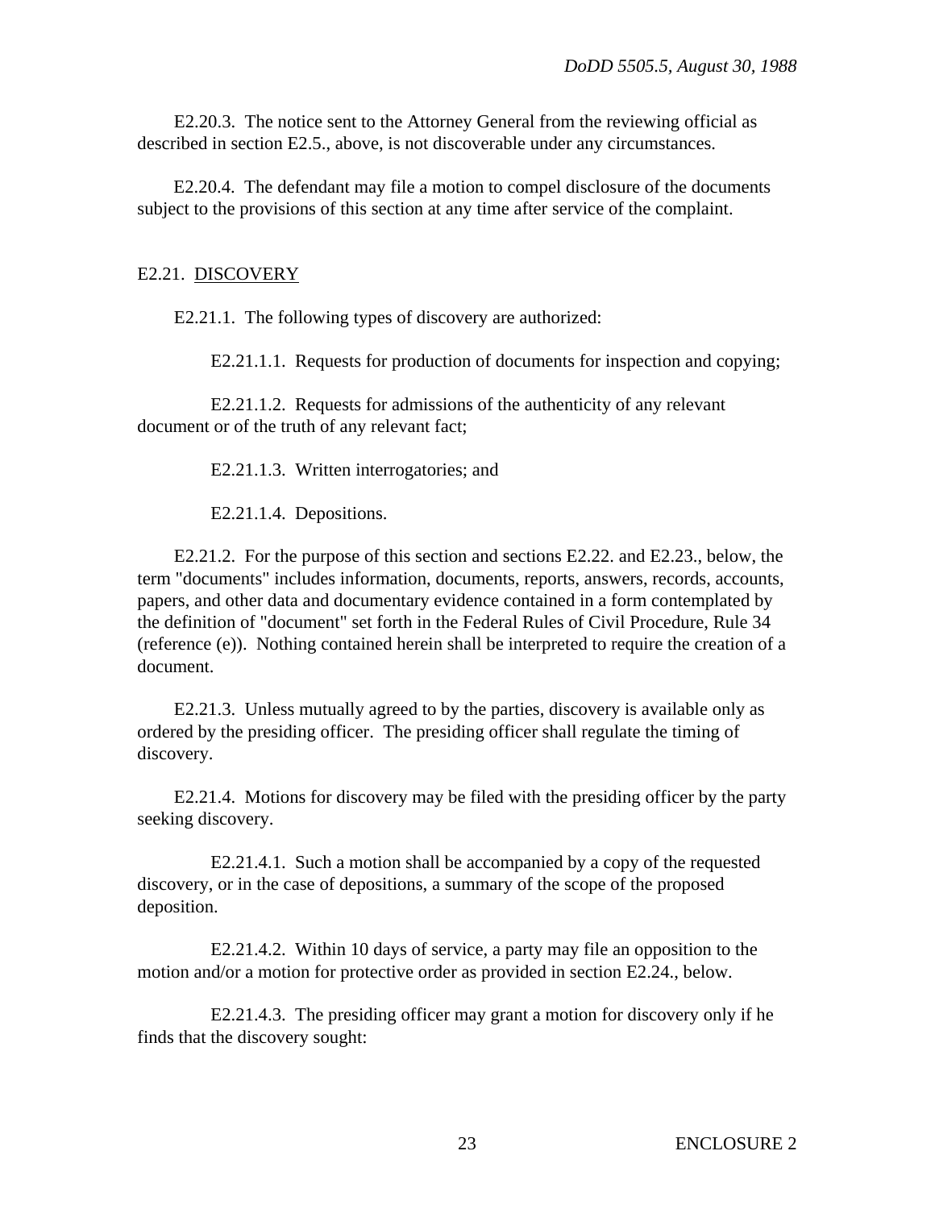E2.20.3. The notice sent to the Attorney General from the reviewing official as described in section E2.5., above, is not discoverable under any circumstances.

E2.20.4. The defendant may file a motion to compel disclosure of the documents subject to the provisions of this section at any time after service of the complaint.

## E2.21. DISCOVERY

E2.21.1. The following types of discovery are authorized:

E2.21.1.1. Requests for production of documents for inspection and copying;

E2.21.1.2. Requests for admissions of the authenticity of any relevant document or of the truth of any relevant fact;

E2.21.1.3. Written interrogatories; and

E2.21.1.4. Depositions.

E2.21.2. For the purpose of this section and sections E2.22. and E2.23., below, the term "documents" includes information, documents, reports, answers, records, accounts, papers, and other data and documentary evidence contained in a form contemplated by the definition of "document" set forth in the Federal Rules of Civil Procedure, Rule 34 (reference (e)). Nothing contained herein shall be interpreted to require the creation of a document.

E2.21.3. Unless mutually agreed to by the parties, discovery is available only as ordered by the presiding officer. The presiding officer shall regulate the timing of discovery.

E2.21.4. Motions for discovery may be filed with the presiding officer by the party seeking discovery.

E2.21.4.1. Such a motion shall be accompanied by a copy of the requested discovery, or in the case of depositions, a summary of the scope of the proposed deposition.

E2.21.4.2. Within 10 days of service, a party may file an opposition to the motion and/or a motion for protective order as provided in section E2.24., below.

E2.21.4.3. The presiding officer may grant a motion for discovery only if he finds that the discovery sought: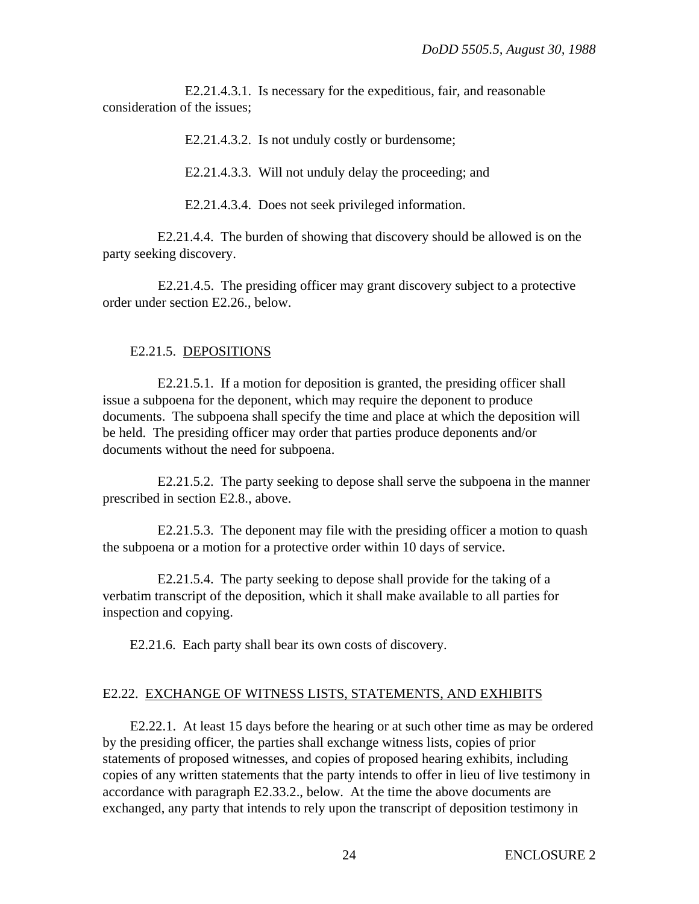E2.21.4.3.1. Is necessary for the expeditious, fair, and reasonable consideration of the issues;

E2.21.4.3.2. Is not unduly costly or burdensome;

E2.21.4.3.3. Will not unduly delay the proceeding; and

E2.21.4.3.4. Does not seek privileged information.

E2.21.4.4. The burden of showing that discovery should be allowed is on the party seeking discovery.

E2.21.4.5. The presiding officer may grant discovery subject to a protective order under section E2.26., below.

E2.21.5. DEPOSITIONS

E2.21.5.1. If a motion for deposition is granted, the presiding officer shall issue a subpoena for the deponent, which may require the deponent to produce documents. The subpoena shall specify the time and place at which the deposition will be held. The presiding officer may order that parties produce deponents and/or documents without the need for subpoena.

E2.21.5.2. The party seeking to depose shall serve the subpoena in the manner prescribed in section E2.8., above.

E2.21.5.3. The deponent may file with the presiding officer a motion to quash the subpoena or a motion for a protective order within 10 days of service.

E2.21.5.4. The party seeking to depose shall provide for the taking of a verbatim transcript of the deposition, which it shall make available to all parties for inspection and copying.

E2.21.6. Each party shall bear its own costs of discovery.

## E2.22. EXCHANGE OF WITNESS LISTS, STATEMENTS, AND EXHIBITS

E2.22.1. At least 15 days before the hearing or at such other time as may be ordered by the presiding officer, the parties shall exchange witness lists, copies of prior statements of proposed witnesses, and copies of proposed hearing exhibits, including copies of any written statements that the party intends to offer in lieu of live testimony in accordance with paragraph E2.33.2., below. At the time the above documents are exchanged, any party that intends to rely upon the transcript of deposition testimony in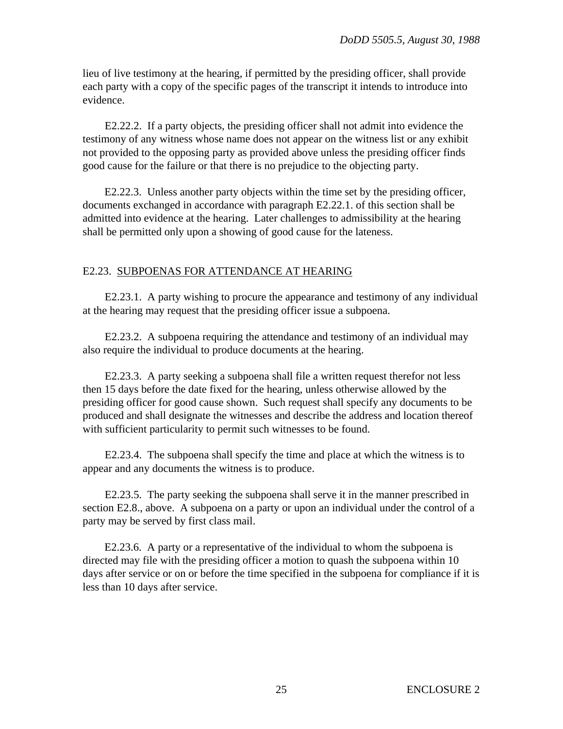lieu of live testimony at the hearing, if permitted by the presiding officer, shall provide each party with a copy of the specific pages of the transcript it intends to introduce into evidence.

E2.22.2. If a party objects, the presiding officer shall not admit into evidence the testimony of any witness whose name does not appear on the witness list or any exhibit not provided to the opposing party as provided above unless the presiding officer finds good cause for the failure or that there is no prejudice to the objecting party.

E2.22.3. Unless another party objects within the time set by the presiding officer, documents exchanged in accordance with paragraph E2.22.1. of this section shall be admitted into evidence at the hearing. Later challenges to admissibility at the hearing shall be permitted only upon a showing of good cause for the lateness.

## E2.23. SUBPOENAS FOR ATTENDANCE AT HEARING

E2.23.1. A party wishing to procure the appearance and testimony of any individual at the hearing may request that the presiding officer issue a subpoena.

E2.23.2. A subpoena requiring the attendance and testimony of an individual may also require the individual to produce documents at the hearing.

E2.23.3. A party seeking a subpoena shall file a written request therefor not less then 15 days before the date fixed for the hearing, unless otherwise allowed by the presiding officer for good cause shown. Such request shall specify any documents to be produced and shall designate the witnesses and describe the address and location thereof with sufficient particularity to permit such witnesses to be found.

E2.23.4. The subpoena shall specify the time and place at which the witness is to appear and any documents the witness is to produce.

E2.23.5. The party seeking the subpoena shall serve it in the manner prescribed in section E2.8., above. A subpoena on a party or upon an individual under the control of a party may be served by first class mail.

E2.23.6. A party or a representative of the individual to whom the subpoena is directed may file with the presiding officer a motion to quash the subpoena within 10 days after service or on or before the time specified in the subpoena for compliance if it is less than 10 days after service.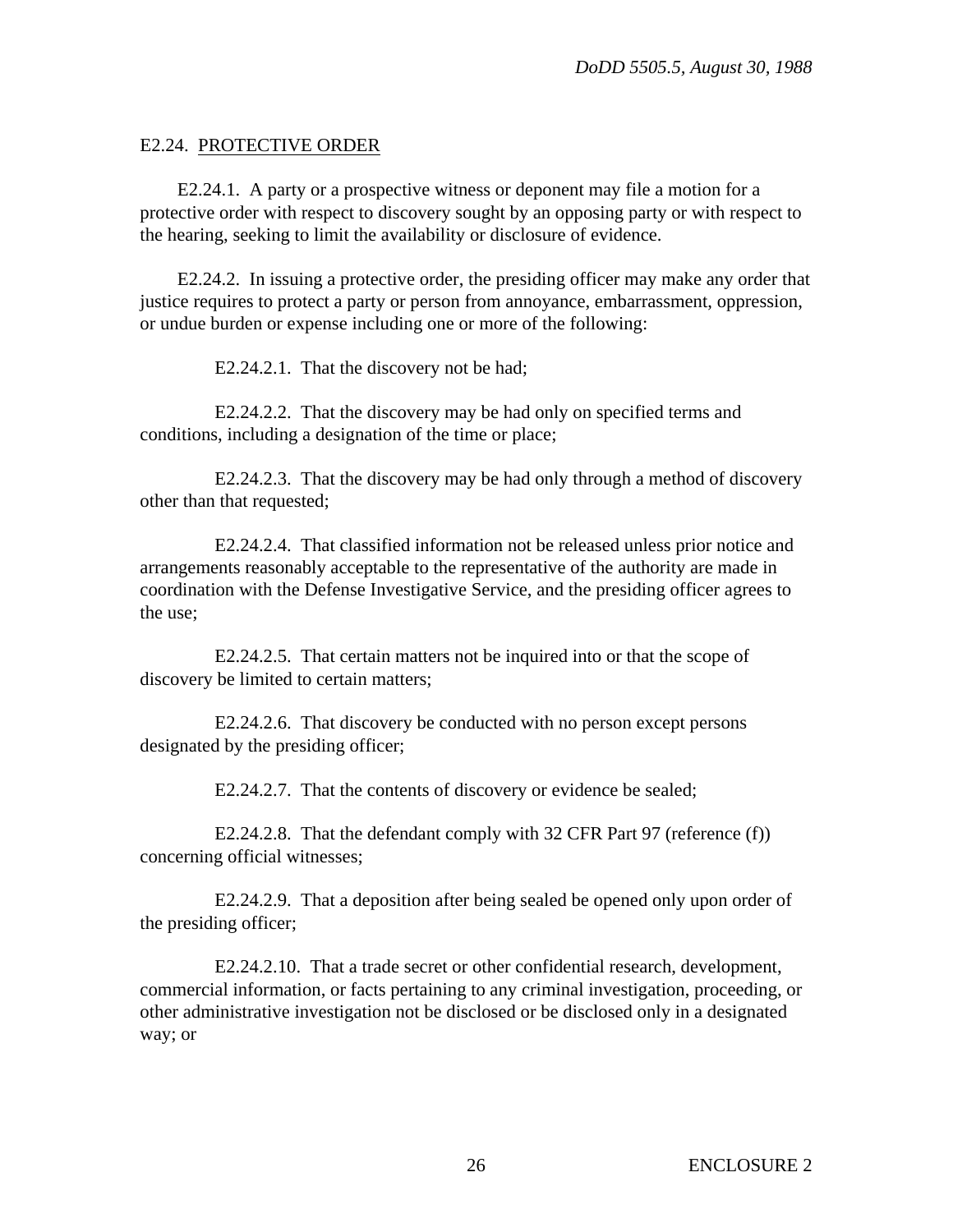## E2.24. PROTECTIVE ORDER

E2.24.1. A party or a prospective witness or deponent may file a motion for a protective order with respect to discovery sought by an opposing party or with respect to the hearing, seeking to limit the availability or disclosure of evidence.

E2.24.2. In issuing a protective order, the presiding officer may make any order that justice requires to protect a party or person from annoyance, embarrassment, oppression, or undue burden or expense including one or more of the following:

E2.24.2.1. That the discovery not be had;

E2.24.2.2. That the discovery may be had only on specified terms and conditions, including a designation of the time or place;

E2.24.2.3. That the discovery may be had only through a method of discovery other than that requested;

E2.24.2.4. That classified information not be released unless prior notice and arrangements reasonably acceptable to the representative of the authority are made in coordination with the Defense Investigative Service, and the presiding officer agrees to the use;

E2.24.2.5. That certain matters not be inquired into or that the scope of discovery be limited to certain matters;

E2.24.2.6. That discovery be conducted with no person except persons designated by the presiding officer;

E2.24.2.7. That the contents of discovery or evidence be sealed;

E2.24.2.8. That the defendant comply with 32 CFR Part 97 (reference (f)) concerning official witnesses;

E2.24.2.9. That a deposition after being sealed be opened only upon order of the presiding officer;

E2.24.2.10. That a trade secret or other confidential research, development, commercial information, or facts pertaining to any criminal investigation, proceeding, or other administrative investigation not be disclosed or be disclosed only in a designated way; or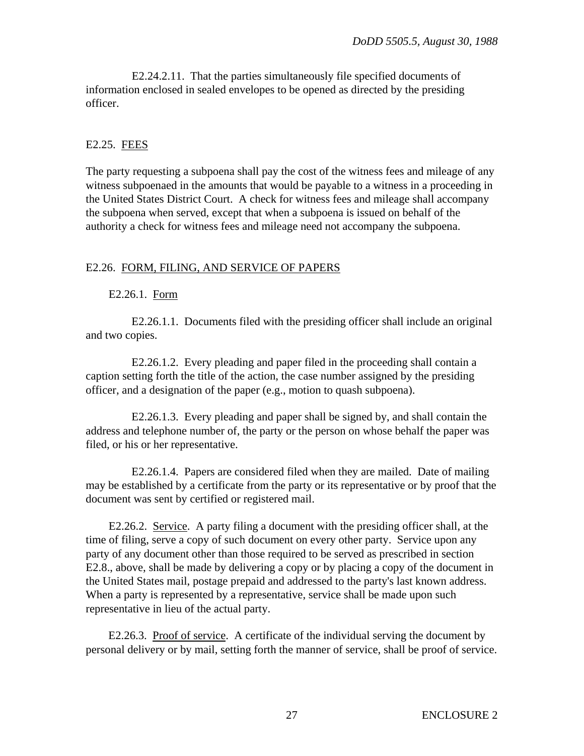E2.24.2.11. That the parties simultaneously file specified documents of information enclosed in sealed envelopes to be opened as directed by the presiding officer.

## E2.25. FEES

The party requesting a subpoena shall pay the cost of the witness fees and mileage of any witness subpoenaed in the amounts that would be payable to a witness in a proceeding in the United States District Court. A check for witness fees and mileage shall accompany the subpoena when served, except that when a subpoena is issued on behalf of the authority a check for witness fees and mileage need not accompany the subpoena.

## E2.26. FORM, FILING, AND SERVICE OF PAPERS

### E2.26.1. Form

E2.26.1.1. Documents filed with the presiding officer shall include an original and two copies.

E2.26.1.2. Every pleading and paper filed in the proceeding shall contain a caption setting forth the title of the action, the case number assigned by the presiding officer, and a designation of the paper (e.g., motion to quash subpoena).

E2.26.1.3. Every pleading and paper shall be signed by, and shall contain the address and telephone number of, the party or the person on whose behalf the paper was filed, or his or her representative.

E2.26.1.4. Papers are considered filed when they are mailed. Date of mailing may be established by a certificate from the party or its representative or by proof that the document was sent by certified or registered mail.

E2.26.2. Service. A party filing a document with the presiding officer shall, at the time of filing, serve a copy of such document on every other party. Service upon any party of any document other than those required to be served as prescribed in section E2.8., above, shall be made by delivering a copy or by placing a copy of the document in the United States mail, postage prepaid and addressed to the party's last known address. When a party is represented by a representative, service shall be made upon such representative in lieu of the actual party.

E2.26.3. Proof of service. A certificate of the individual serving the document by personal delivery or by mail, setting forth the manner of service, shall be proof of service.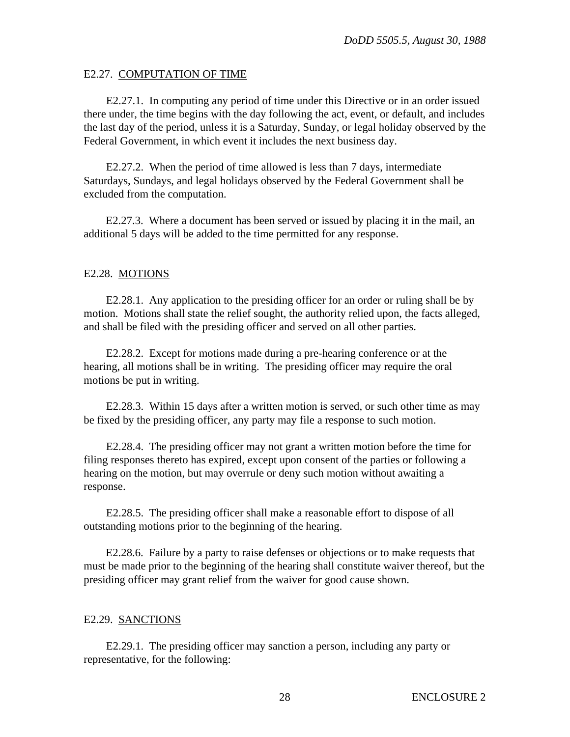## E2.27. COMPUTATION OF TIME

E2.27.1. In computing any period of time under this Directive or in an order issued there under, the time begins with the day following the act, event, or default, and includes the last day of the period, unless it is a Saturday, Sunday, or legal holiday observed by the Federal Government, in which event it includes the next business day.

E2.27.2. When the period of time allowed is less than 7 days, intermediate Saturdays, Sundays, and legal holidays observed by the Federal Government shall be excluded from the computation.

E2.27.3. Where a document has been served or issued by placing it in the mail, an additional 5 days will be added to the time permitted for any response.

## E2.28. MOTIONS

E2.28.1. Any application to the presiding officer for an order or ruling shall be by motion. Motions shall state the relief sought, the authority relied upon, the facts alleged, and shall be filed with the presiding officer and served on all other parties.

E2.28.2. Except for motions made during a pre-hearing conference or at the hearing, all motions shall be in writing. The presiding officer may require the oral motions be put in writing.

E2.28.3. Within 15 days after a written motion is served, or such other time as may be fixed by the presiding officer, any party may file a response to such motion.

E2.28.4. The presiding officer may not grant a written motion before the time for filing responses thereto has expired, except upon consent of the parties or following a hearing on the motion, but may overrule or deny such motion without awaiting a response.

E2.28.5. The presiding officer shall make a reasonable effort to dispose of all outstanding motions prior to the beginning of the hearing.

E2.28.6. Failure by a party to raise defenses or objections or to make requests that must be made prior to the beginning of the hearing shall constitute waiver thereof, but the presiding officer may grant relief from the waiver for good cause shown.

## E2.29. SANCTIONS

E2.29.1. The presiding officer may sanction a person, including any party or representative, for the following: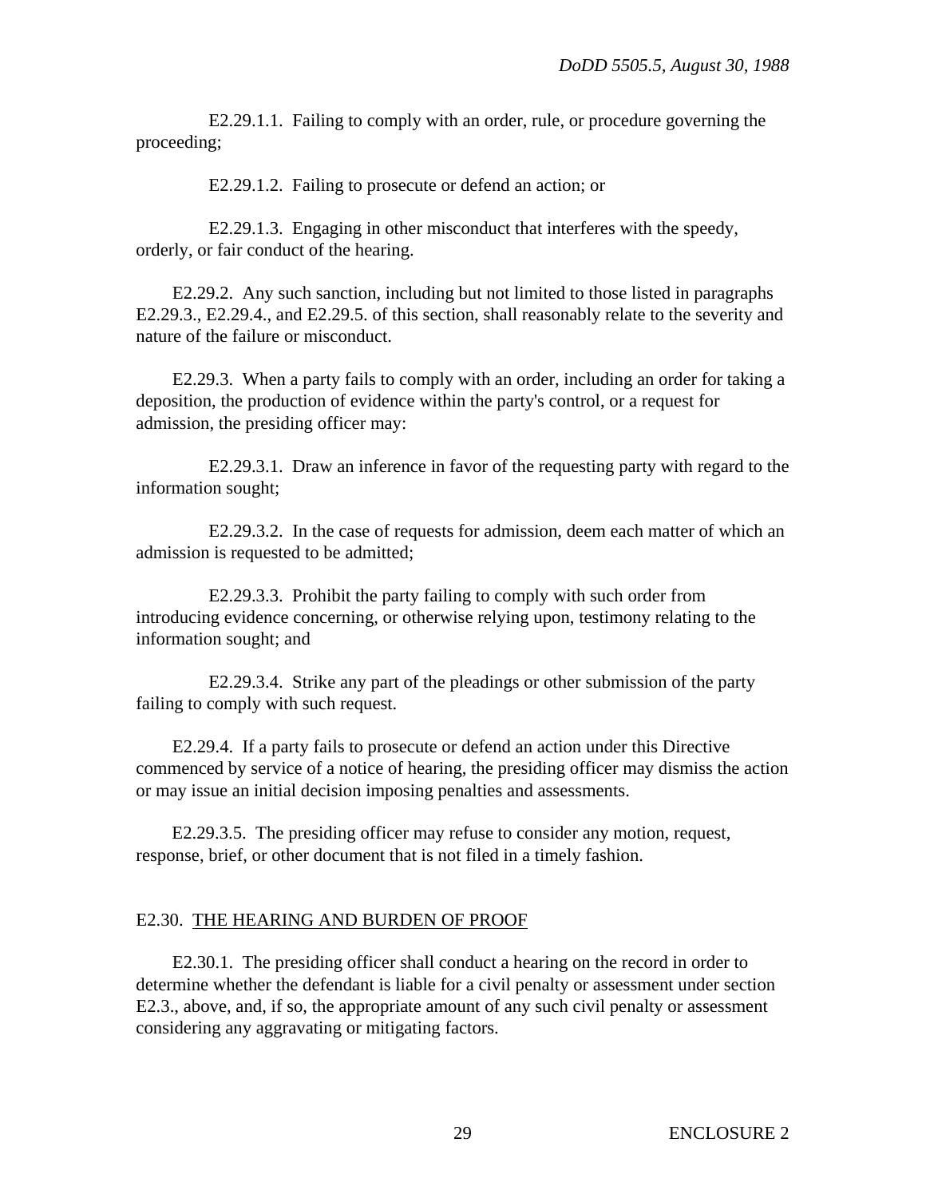E2.29.1.1. Failing to comply with an order, rule, or procedure governing the proceeding;

E2.29.1.2. Failing to prosecute or defend an action; or

E2.29.1.3. Engaging in other misconduct that interferes with the speedy, orderly, or fair conduct of the hearing.

E2.29.2. Any such sanction, including but not limited to those listed in paragraphs E2.29.3., E2.29.4., and E2.29.5. of this section, shall reasonably relate to the severity and nature of the failure or misconduct.

E2.29.3. When a party fails to comply with an order, including an order for taking a deposition, the production of evidence within the party's control, or a request for admission, the presiding officer may:

E2.29.3.1. Draw an inference in favor of the requesting party with regard to the information sought;

E2.29.3.2. In the case of requests for admission, deem each matter of which an admission is requested to be admitted;

E2.29.3.3. Prohibit the party failing to comply with such order from introducing evidence concerning, or otherwise relying upon, testimony relating to the information sought; and

E2.29.3.4. Strike any part of the pleadings or other submission of the party failing to comply with such request.

E2.29.4. If a party fails to prosecute or defend an action under this Directive commenced by service of a notice of hearing, the presiding officer may dismiss the action or may issue an initial decision imposing penalties and assessments.

E2.29.3.5. The presiding officer may refuse to consider any motion, request, response, brief, or other document that is not filed in a timely fashion.

## E2.30. THE HEARING AND BURDEN OF PROOF

E2.30.1. The presiding officer shall conduct a hearing on the record in order to determine whether the defendant is liable for a civil penalty or assessment under section E2.3., above, and, if so, the appropriate amount of any such civil penalty or assessment considering any aggravating or mitigating factors.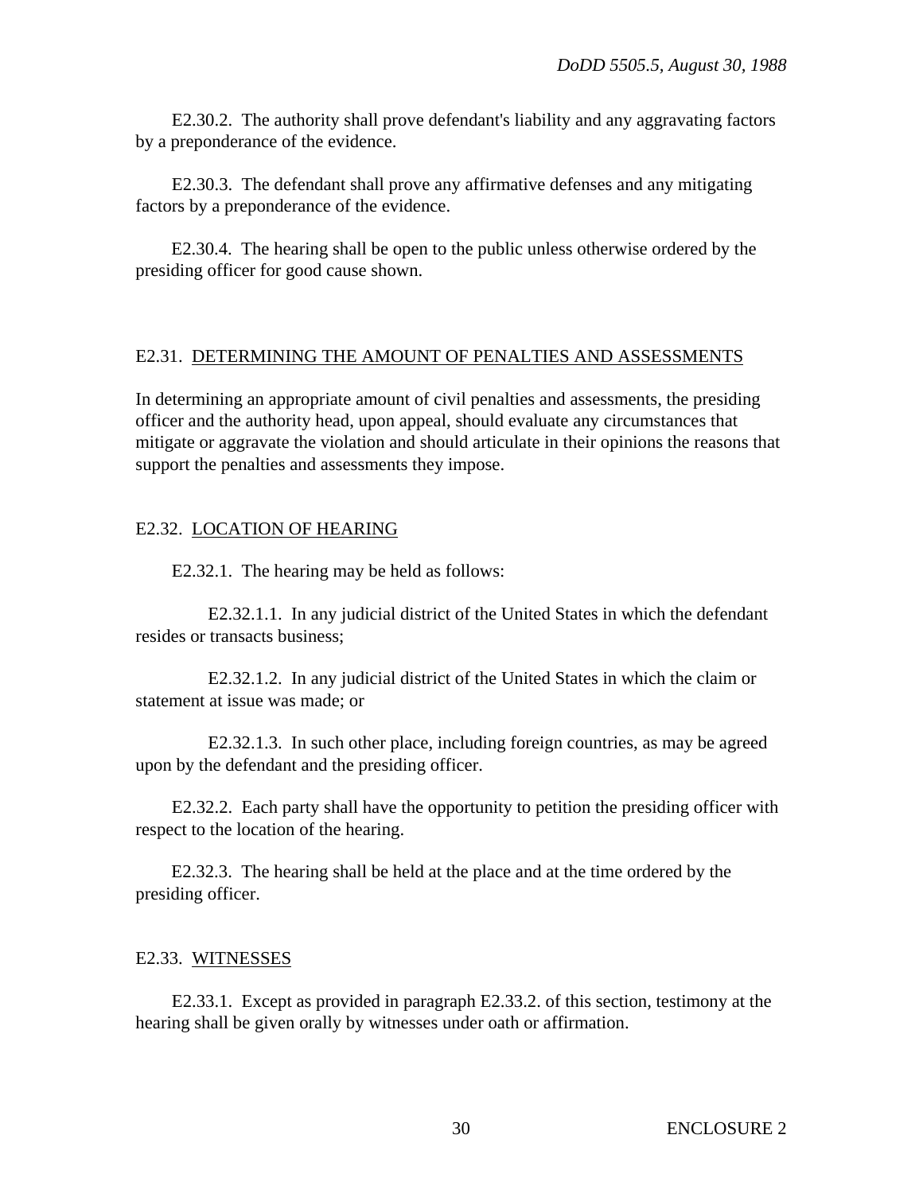E2.30.2. The authority shall prove defendant's liability and any aggravating factors by a preponderance of the evidence.

E2.30.3. The defendant shall prove any affirmative defenses and any mitigating factors by a preponderance of the evidence.

E2.30.4. The hearing shall be open to the public unless otherwise ordered by the presiding officer for good cause shown.

## E2.31. DETERMINING THE AMOUNT OF PENALTIES AND ASSESSMENTS

In determining an appropriate amount of civil penalties and assessments, the presiding officer and the authority head, upon appeal, should evaluate any circumstances that mitigate or aggravate the violation and should articulate in their opinions the reasons that support the penalties and assessments they impose.

## E2.32. LOCATION OF HEARING

E2.32.1. The hearing may be held as follows:

E2.32.1.1. In any judicial district of the United States in which the defendant resides or transacts business;

E2.32.1.2. In any judicial district of the United States in which the claim or statement at issue was made; or

E2.32.1.3. In such other place, including foreign countries, as may be agreed upon by the defendant and the presiding officer.

E2.32.2. Each party shall have the opportunity to petition the presiding officer with respect to the location of the hearing.

E2.32.3. The hearing shall be held at the place and at the time ordered by the presiding officer.

## E2.33. WITNESSES

E2.33.1. Except as provided in paragraph E2.33.2. of this section, testimony at the hearing shall be given orally by witnesses under oath or affirmation.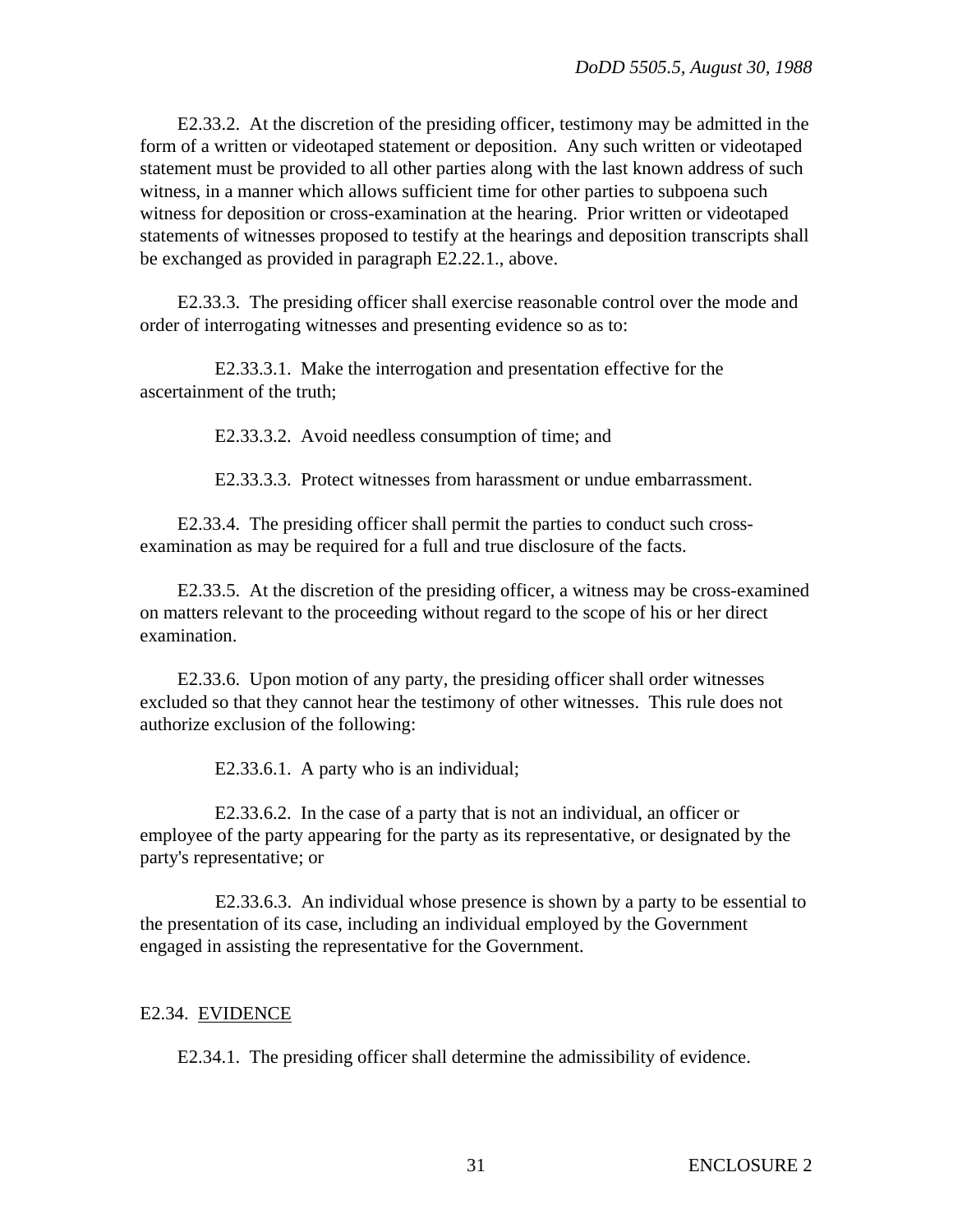E2.33.2. At the discretion of the presiding officer, testimony may be admitted in the form of a written or videotaped statement or deposition. Any such written or videotaped statement must be provided to all other parties along with the last known address of such witness, in a manner which allows sufficient time for other parties to subpoena such witness for deposition or cross-examination at the hearing. Prior written or videotaped statements of witnesses proposed to testify at the hearings and deposition transcripts shall be exchanged as provided in paragraph E2.22.1., above.

E2.33.3. The presiding officer shall exercise reasonable control over the mode and order of interrogating witnesses and presenting evidence so as to:

E2.33.3.1. Make the interrogation and presentation effective for the ascertainment of the truth;

E2.33.3.2. Avoid needless consumption of time; and

E2.33.3.3. Protect witnesses from harassment or undue embarrassment.

E2.33.4. The presiding officer shall permit the parties to conduct such cross-examination as may be required for a full and true disclosure of the facts.

E2.33.5. At the discretion of the presiding officer, a witness may be cross-examined on matters relevant to the proceeding without regard to the scope of his or her direct examination.

E2.33.6. Upon motion of any party, the presiding officer shall order witnesses excluded so that they cannot hear the testimony of other witnesses. This rule does not authorize exclusion of the following:

E2.33.6.1. A party who is an individual;

E2.33.6.2. In the case of a party that is not an individual, an officer or employee of the party appearing for the party as its representative, or designated by the party's representative; or

E2.33.6.3. An individual whose presence is shown by a party to be essential to the presentation of its case, including an individual employed by the Government engaged in assisting the representative for the Government.

## E2.34. EVIDENCE

E2.34.1. The presiding officer shall determine the admissibility of evidence.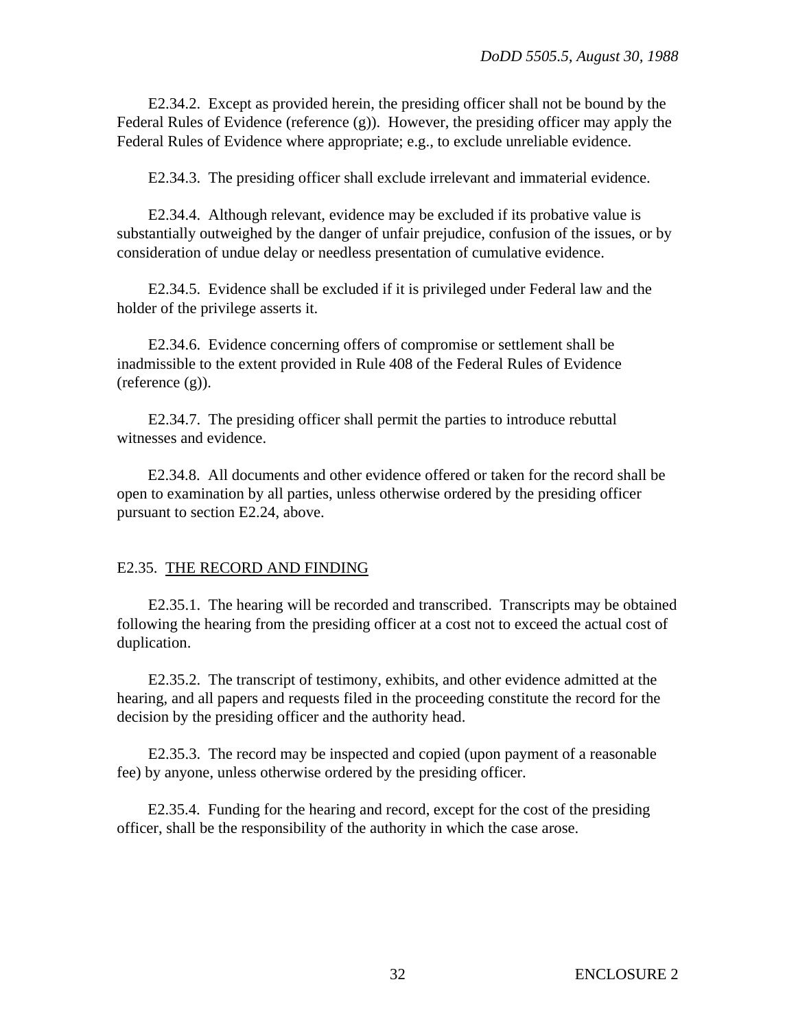E2.34.2. Except as provided herein, the presiding officer shall not be bound by the Federal Rules of Evidence (reference (g)). However, the presiding officer may apply the Federal Rules of Evidence where appropriate; e.g., to exclude unreliable evidence.

E2.34.3. The presiding officer shall exclude irrelevant and immaterial evidence.

E2.34.4. Although relevant, evidence may be excluded if its probative value is substantially outweighed by the danger of unfair prejudice, confusion of the issues, or by consideration of undue delay or needless presentation of cumulative evidence.

E2.34.5. Evidence shall be excluded if it is privileged under Federal law and the holder of the privilege asserts it.

E2.34.6. Evidence concerning offers of compromise or settlement shall be inadmissible to the extent provided in Rule 408 of the Federal Rules of Evidence (reference (g)).

E2.34.7. The presiding officer shall permit the parties to introduce rebuttal witnesses and evidence.

E2.34.8. All documents and other evidence offered or taken for the record shall be open to examination by all parties, unless otherwise ordered by the presiding officer pursuant to section E2.24, above.

## E2.35. THE RECORD AND FINDING

E2.35.1. The hearing will be recorded and transcribed. Transcripts may be obtained following the hearing from the presiding officer at a cost not to exceed the actual cost of duplication.

E2.35.2. The transcript of testimony, exhibits, and other evidence admitted at the hearing, and all papers and requests filed in the proceeding constitute the record for the decision by the presiding officer and the authority head.

E2.35.3. The record may be inspected and copied (upon payment of a reasonable fee) by anyone, unless otherwise ordered by the presiding officer.

E2.35.4. Funding for the hearing and record, except for the cost of the presiding officer, shall be the responsibility of the authority in which the case arose.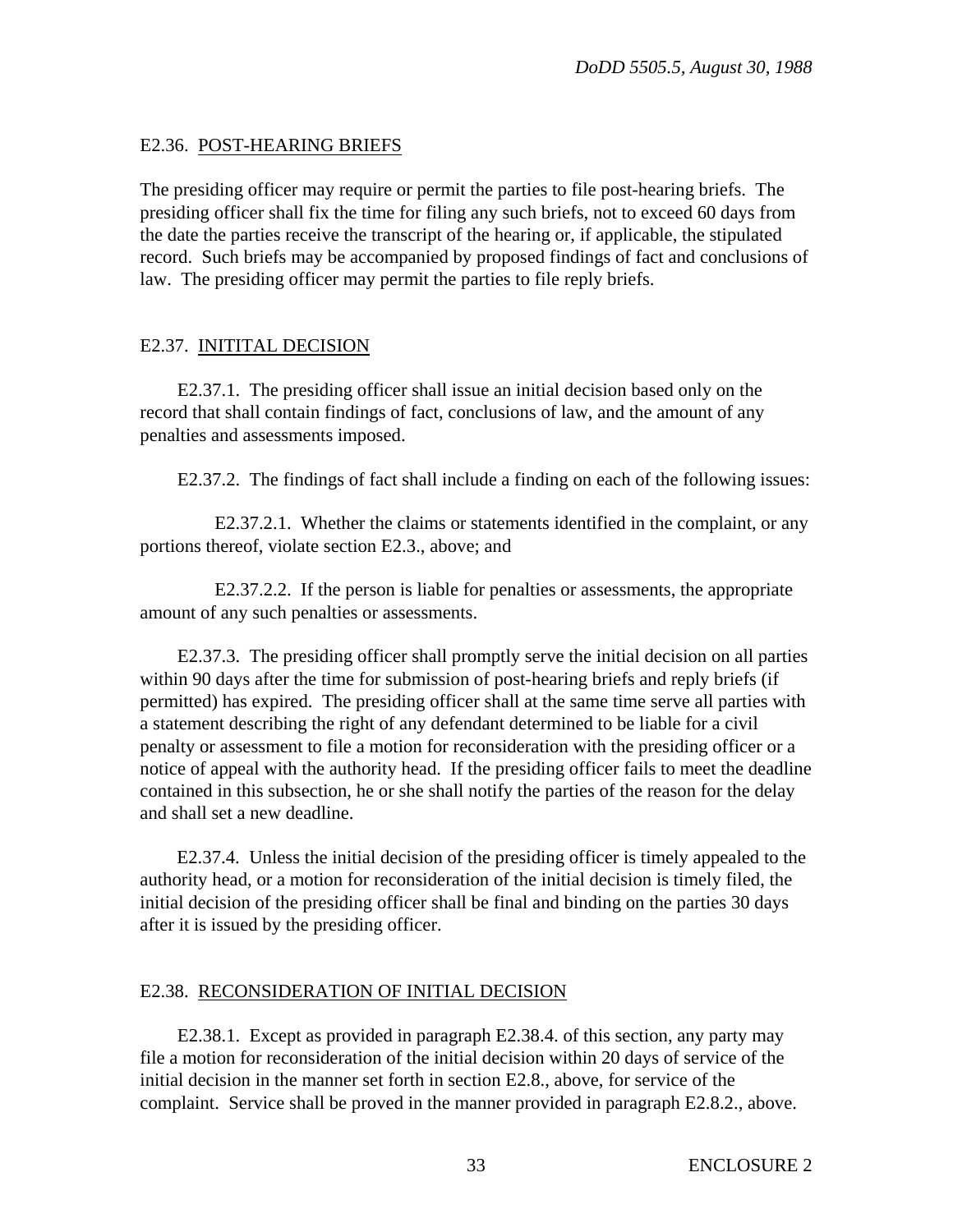## E2.36. POST-HEARING BRIEFS

The presiding officer may require or permit the parties to file post-hearing briefs. The presiding officer shall fix the time for filing any such briefs, not to exceed 60 days from the date the parties receive the transcript of the hearing or, if applicable, the stipulated record. Such briefs may be accompanied by proposed findings of fact and conclusions of law. The presiding officer may permit the parties to file reply briefs.

## E2.37. INITITAL DECISION

E2.37.1. The presiding officer shall issue an initial decision based only on the record that shall contain findings of fact, conclusions of law, and the amount of any penalties and assessments imposed.

E2.37.2. The findings of fact shall include a finding on each of the following issues:

E2.37.2.1. Whether the claims or statements identified in the complaint, or any portions thereof, violate section E2.3., above; and

E2.37.2.2. If the person is liable for penalties or assessments, the appropriate amount of any such penalties or assessments.

E2.37.3. The presiding officer shall promptly serve the initial decision on all parties within 90 days after the time for submission of post-hearing briefs and reply briefs (if permitted) has expired. The presiding officer shall at the same time serve all parties with a statement describing the right of any defendant determined to be liable for a civil penalty or assessment to file a motion for reconsideration with the presiding officer or a notice of appeal with the authority head. If the presiding officer fails to meet the deadline contained in this subsection, he or she shall notify the parties of the reason for the delay and shall set a new deadline.

E2.37.4. Unless the initial decision of the presiding officer is timely appealed to the authority head, or a motion for reconsideration of the initial decision is timely filed, the initial decision of the presiding officer shall be final and binding on the parties 30 days after it is issued by the presiding officer.

## E2.38. RECONSIDERATION OF INITIAL DECISION

E2.38.1. Except as provided in paragraph E2.38.4. of this section, any party may file a motion for reconsideration of the initial decision within 20 days of service of the initial decision in the manner set forth in section E2.8., above, for service of the complaint. Service shall be proved in the manner provided in paragraph E2.8.2., above.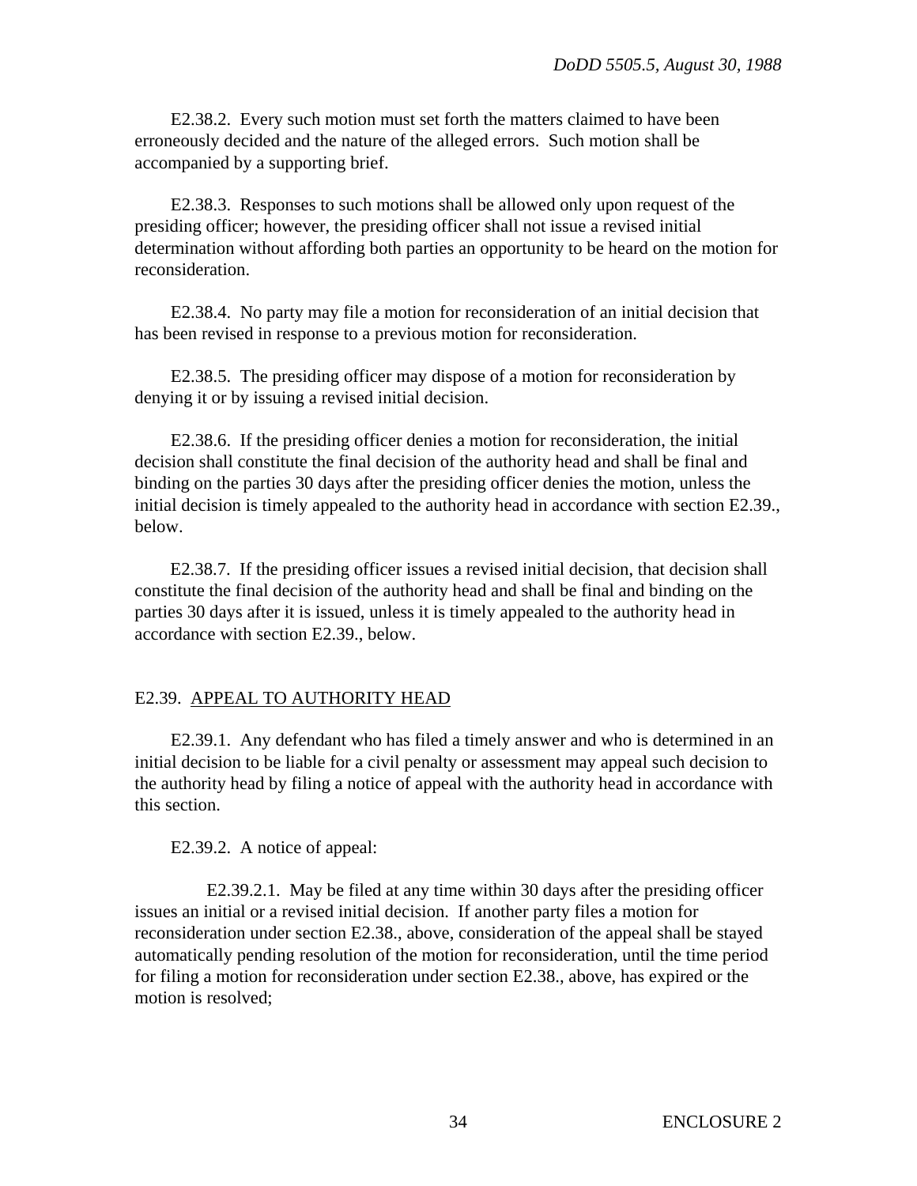E2.38.2. Every such motion must set forth the matters claimed to have been erroneously decided and the nature of the alleged errors. Such motion shall be accompanied by a supporting brief.

E2.38.3. Responses to such motions shall be allowed only upon request of the presiding officer; however, the presiding officer shall not issue a revised initial determination without affording both parties an opportunity to be heard on the motion for reconsideration.

E2.38.4. No party may file a motion for reconsideration of an initial decision that has been revised in response to a previous motion for reconsideration.

E2.38.5. The presiding officer may dispose of a motion for reconsideration by denying it or by issuing a revised initial decision.

E2.38.6. If the presiding officer denies a motion for reconsideration, the initial decision shall constitute the final decision of the authority head and shall be final and binding on the parties 30 days after the presiding officer denies the motion, unless the initial decision is timely appealed to the authority head in accordance with section E2.39., below.

E2.38.7. If the presiding officer issues a revised initial decision, that decision shall constitute the final decision of the authority head and shall be final and binding on the parties 30 days after it is issued, unless it is timely appealed to the authority head in accordance with section E2.39., below.

## E2.39. <u>APPEAL TO AUTHORITY HEAD</u>

E2.39.1. Any defendant who has filed a timely answer and who is determined in an initial decision to be liable for a civil penalty or assessment may appeal such decision to the authority head by filing a notice of appeal with the authority head in accordance with this section.

E2.39.2. A notice of appeal:

E2.39.2.1. May be filed at any time within 30 days after the presiding officer issues an initial or a revised initial decision. If another party files a motion for reconsideration under section E2.38., above, consideration of the appeal shall be stayed automatically pending resolution of the motion for reconsideration, until the time period for filing a motion for reconsideration under section E2.38., above, has expired or the motion is resolved;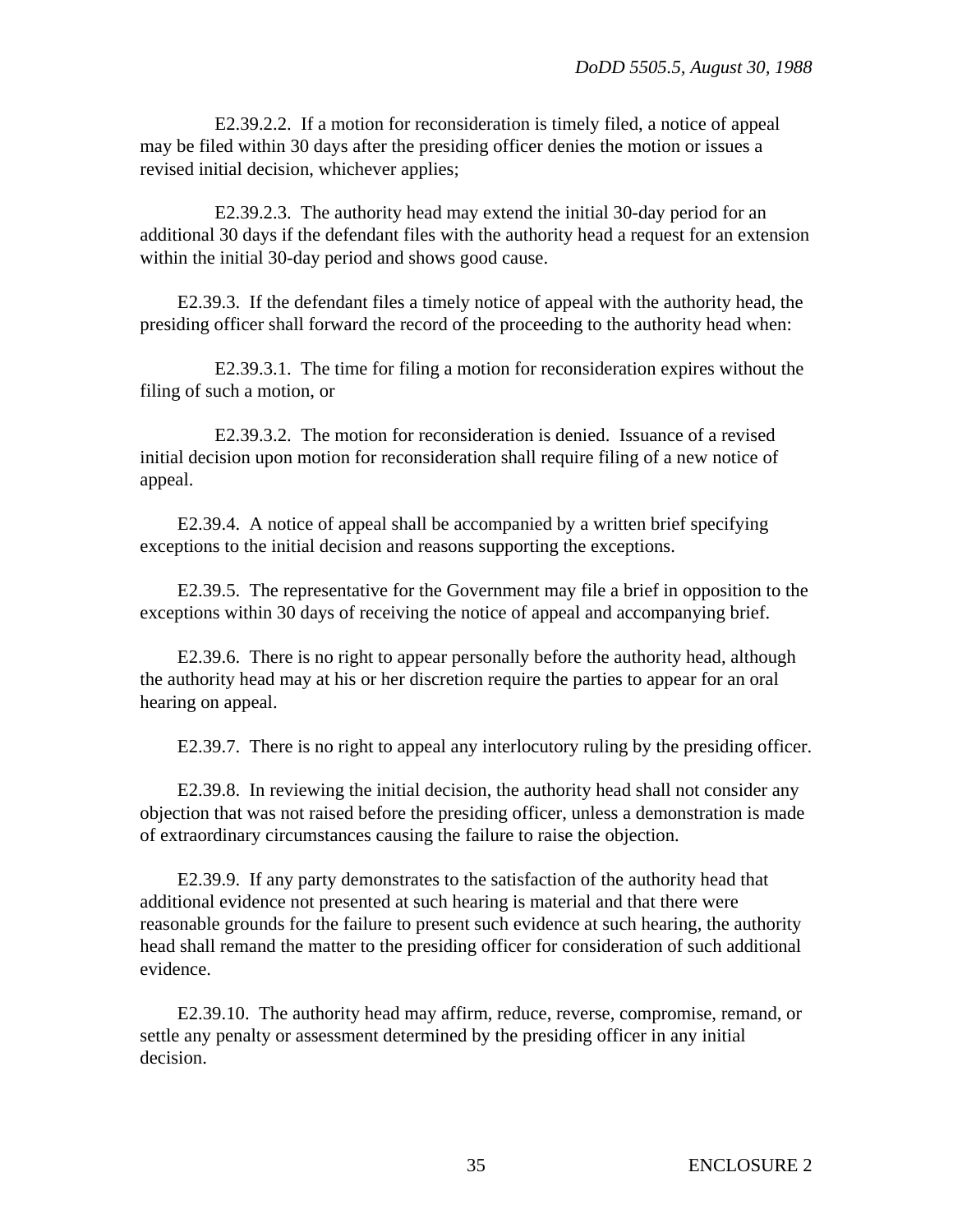E2.39.2.2. If a motion for reconsideration is timely filed, a notice of appeal may be filed within 30 days after the presiding officer denies the motion or issues a revised initial decision, whichever applies;

E2.39.2.3. The authority head may extend the initial 30-day period for an additional 30 days if the defendant files with the authority head a request for an extension within the initial 30-day period and shows good cause.

E2.39.3. If the defendant files a timely notice of appeal with the authority head, the presiding officer shall forward the record of the proceeding to the authority head when:

E2.39.3.1. The time for filing a motion for reconsideration expires without the filing of such a motion, or

E2.39.3.2. The motion for reconsideration is denied. Issuance of a revised initial decision upon motion for reconsideration shall require filing of a new notice of appeal.

E2.39.4. A notice of appeal shall be accompanied by a written brief specifying exceptions to the initial decision and reasons supporting the exceptions.

E2.39.5. The representative for the Government may file a brief in opposition to the exceptions within 30 days of receiving the notice of appeal and accompanying brief.

E2.39.6. There is no right to appear personally before the authority head, although the authority head may at his or her discretion require the parties to appear for an oral hearing on appeal.

E2.39.7. There is no right to appeal any interlocutory ruling by the presiding officer.

E2.39.8. In reviewing the initial decision, the authority head shall not consider any objection that was not raised before the presiding officer, unless a demonstration is made of extraordinary circumstances causing the failure to raise the objection.

E2.39.9. If any party demonstrates to the satisfaction of the authority head that additional evidence not presented at such hearing is material and that there were reasonable grounds for the failure to present such evidence at such hearing, the authority head shall remand the matter to the presiding officer for consideration of such additional evidence.

E2.39.10. The authority head may affirm, reduce, reverse, compromise, remand, or settle any penalty or assessment determined by the presiding officer in any initial decision.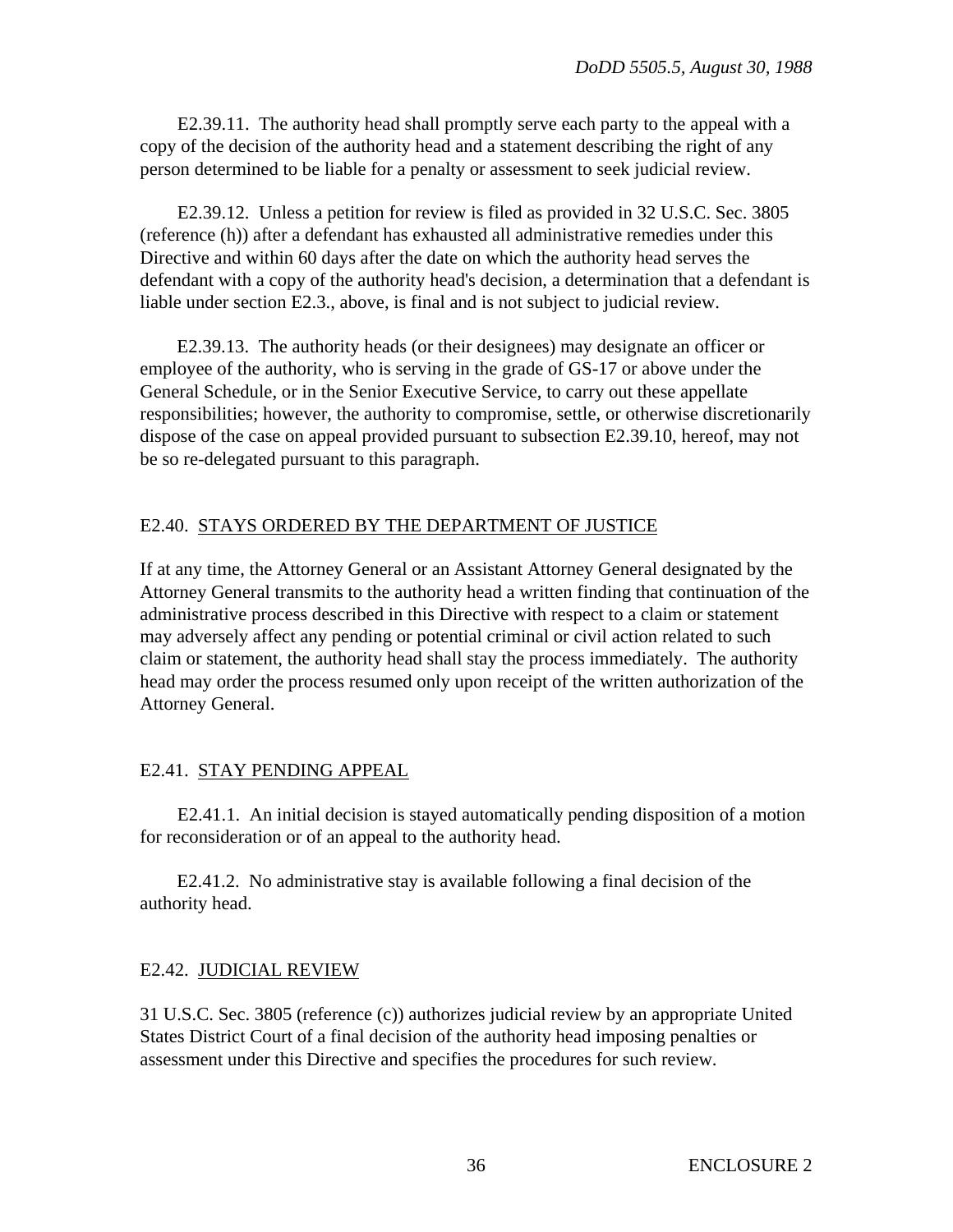E2.39.11. The authority head shall promptly serve each party to the appeal with a copy of the decision of the authority head and a statement describing the right of any person determined to be liable for a penalty or assessment to seek judicial review.

E2.39.12. Unless a petition for review is filed as provided in 32 U.S.C. Sec. 3805 (reference (h)) after a defendant has exhausted all administrative remedies under this Directive and within 60 days after the date on which the authority head serves the defendant with a copy of the authority head's decision, a determination that a defendant is liable under section E2.3., above, is final and is not subject to judicial review.

E2.39.13. The authority heads (or their designees) may designate an officer or employee of the authority, who is serving in the grade of GS-17 or above under the General Schedule, or in the Senior Executive Service, to carry out these appellate responsibilities; however, the authority to compromise, settle, or otherwise discretionarily dispose of the case on appeal provided pursuant to subsection E2.39.10, hereof, may not be so re-delegated pursuant to this paragraph.

## E2.40. STAYS ORDERED BY THE DEPARTMENT OF JUSTICE

If at any time, the Attorney General or an Assistant Attorney General designated by the Attorney General transmits to the authority head a written finding that continuation of the administrative process described in this Directive with respect to a claim or statement may adversely affect any pending or potential criminal or civil action related to such claim or statement, the authority head shall stay the process immediately. The authority head may order the process resumed only upon receipt of the written authorization of the Attorney General.

## E2.41. STAY PENDING APPEAL

E2.41.1. An initial decision is stayed automatically pending disposition of a motion for reconsideration or of an appeal to the authority head.

E2.41.2. No administrative stay is available following a final decision of the authority head.

## E2.42. JUDICIAL REVIEW

31 U.S.C. Sec. 3805 (reference (c)) authorizes judicial review by an appropriate United States District Court of a final decision of the authority head imposing penalties or assessment under this Directive and specifies the procedures for such review.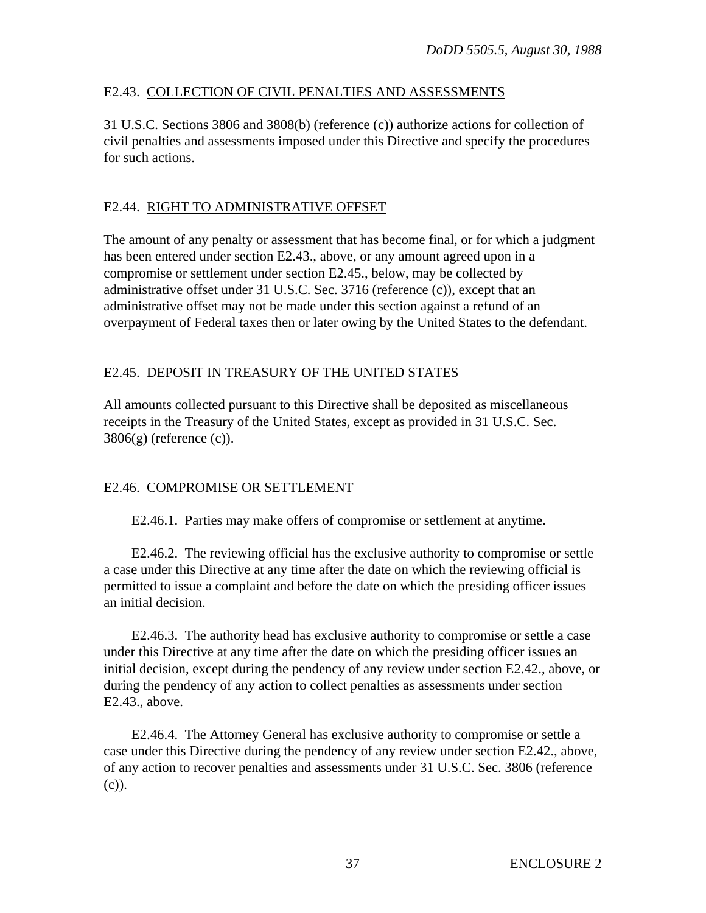## E2.43. COLLECTION OF CIVIL PENALTIES AND ASSESSMENTS

31 U.S.C. Sections 3806 and 3808(b) (reference (c)) authorize actions for collection of civil penalties and assessments imposed under this Directive and specify the procedures for such actions.

## E2.44. RIGHT TO ADMINISTRATIVE OFFSET

The amount of any penalty or assessment that has become final, or for which a judgment has been entered under section E2.43., above, or any amount agreed upon in a compromise or settlement under section E2.45., below, may be collected by administrative offset under 31 U.S.C. Sec. 3716 (reference (c)), except that an administrative offset may not be made under this section against a refund of an overpayment of Federal taxes then or later owing by the United States to the defendant.

## E2.45. DEPOSIT IN TREASURY OF THE UNITED STATES

All amounts collected pursuant to this Directive shall be deposited as miscellaneous receipts in the Treasury of the United States, except as provided in 31 U.S.C. Sec. 3806(g) (reference (c)).

## E2.46. COMPROMISE OR SETTLEMENT

E2.46.1. Parties may make offers of compromise or settlement at anytime.

E2.46.2. The reviewing official has the exclusive authority to compromise or settle a case under this Directive at any time after the date on which the reviewing official is permitted to issue a complaint and before the date on which the presiding officer issues an initial decision.

E2.46.3. The authority head has exclusive authority to compromise or settle a case under this Directive at any time after the date on which the presiding officer issues an initial decision, except during the pendency of any review under section E2.42., above, or during the pendency of any action to collect penalties as assessments under section E2.43., above.

E2.46.4. The Attorney General has exclusive authority to compromise or settle a case under this Directive during the pendency of any review under section E2.42., above, of any action to recover penalties and assessments under 31 U.S.C. Sec. 3806 (reference (c)).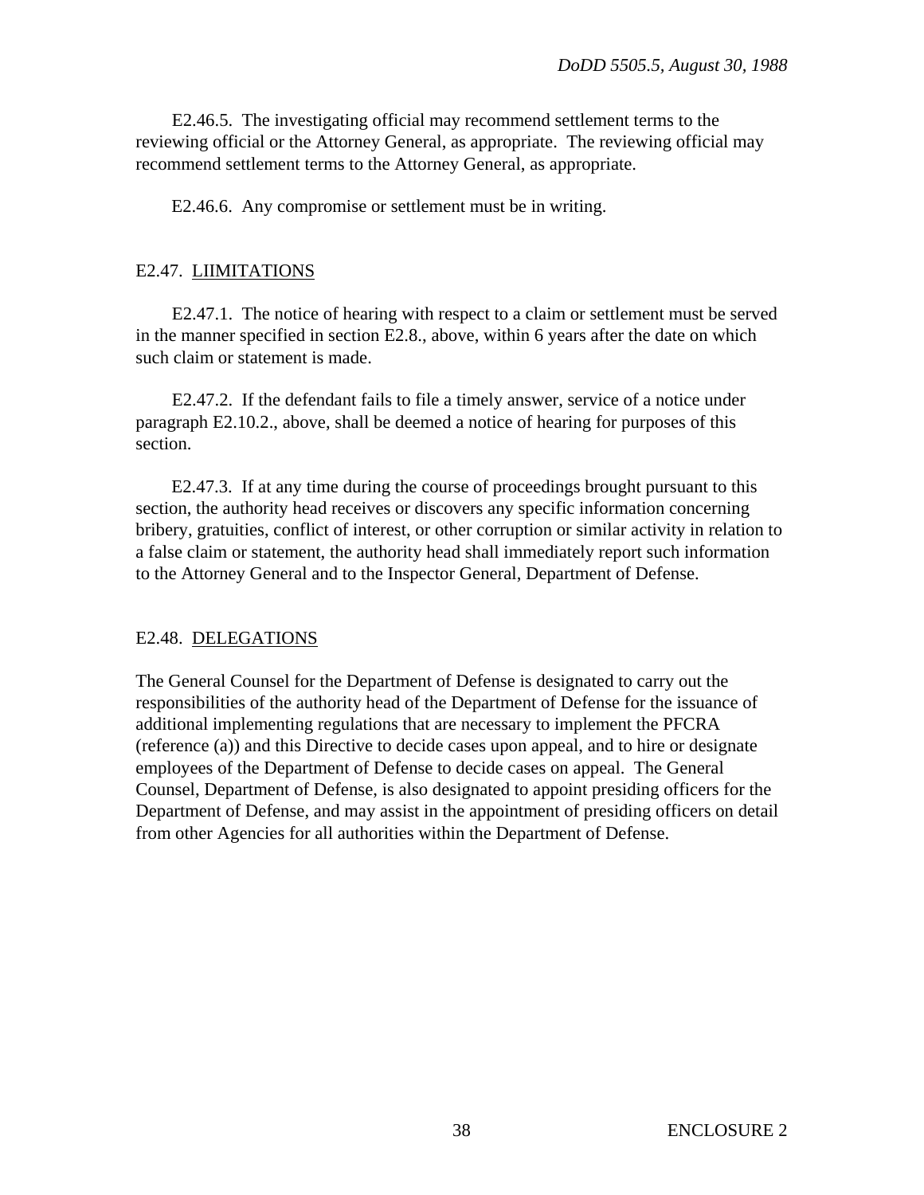E2.46.5. The investigating official may recommend settlement terms to the reviewing official or the Attorney General, as appropriate. The reviewing official may recommend settlement terms to the Attorney General, as appropriate.

E2.46.6. Any compromise or settlement must be in writing.

## E2.47. LIIMITATIONS

E2.47.1. The notice of hearing with respect to a claim or settlement must be served in the manner specified in section E2.8., above, within 6 years after the date on which such claim or statement is made.

E2.47.2. If the defendant fails to file a timely answer, service of a notice under paragraph E2.10.2., above, shall be deemed a notice of hearing for purposes of this section.

E2.47.3. If at any time during the course of proceedings brought pursuant to this section, the authority head receives or discovers any specific information concerning bribery, gratuities, conflict of interest, or other corruption or similar activity in relation to a false claim or statement, the authority head shall immediately report such information to the Attorney General and to the Inspector General, Department of Defense.

## E2.48. DELEGATIONS

The General Counsel for the Department of Defense is designated to carry out the responsibilities of the authority head of the Department of Defense for the issuance of additional implementing regulations that are necessary to implement the PFCRA (reference (a)) and this Directive to decide cases upon appeal, and to hire or designate employees of the Department of Defense to decide cases on appeal. The General Counsel, Department of Defense, is also designated to appoint presiding officers for the Department of Defense, and may assist in the appointment of presiding officers on detail from other Agencies for all authorities within the Department of Defense.